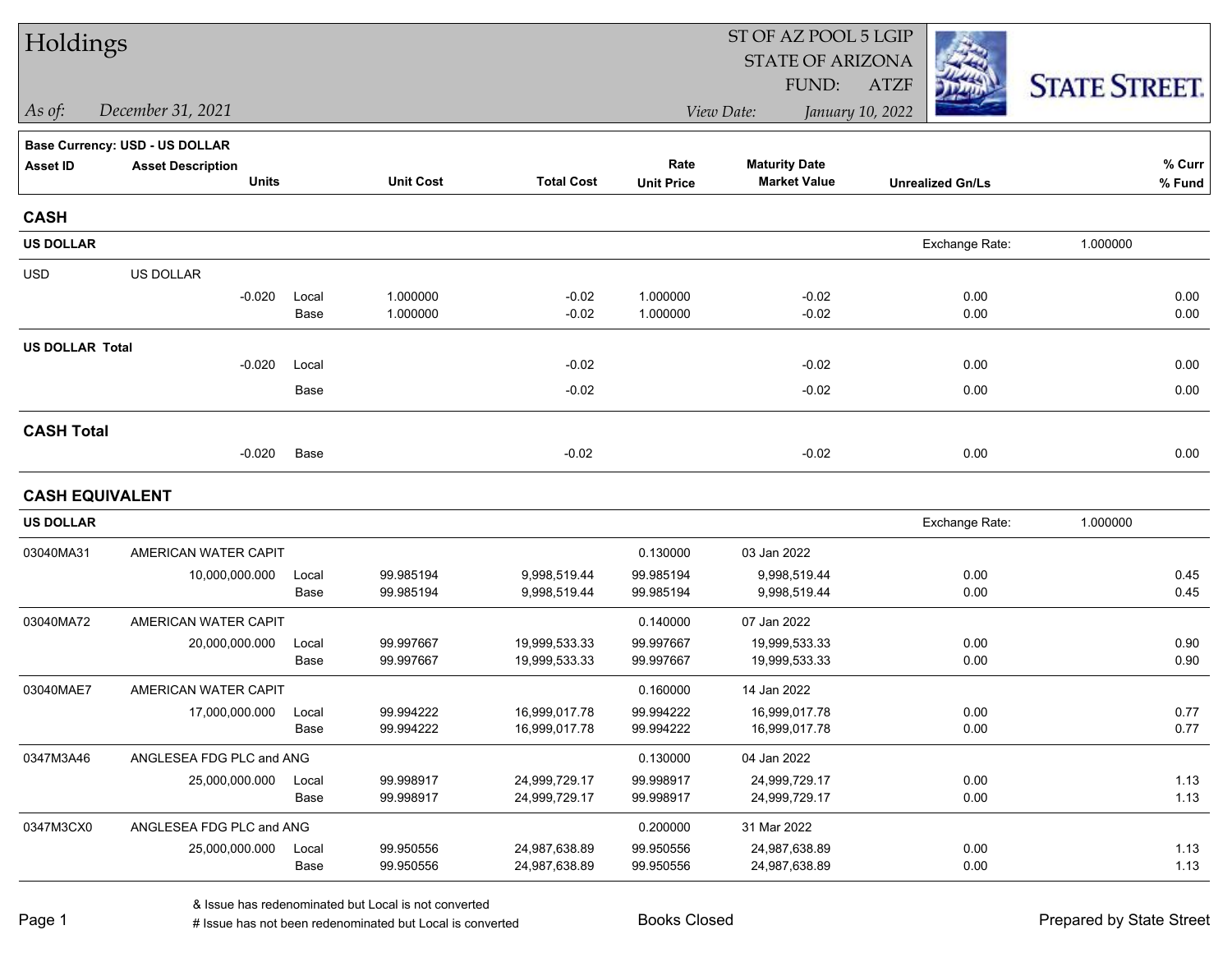# Holdings

*As of:* December 31, 2021

ST OF AZ POOL 5 LGIP
STATE OF ARIZONA
FUND: ATZF
*View Date:* January 10, 2022

STATE STREET.

**Base Currency: USD - US DOLLAR**

| Asset ID | Asset Description / Units | | Unit Cost | Total Cost | Rate / Unit Price | Maturity Date / Market Value | Unrealized Gn/Ls | % Curr / % Fund |
|---|---|---|---|---|---|---|---|---|
| **CASH** | | | | | | | | |
| **US DOLLAR** | | | | | | | Exchange Rate: | 1.000000 |
| USD | US DOLLAR | | | | | | | |
| | -0.020 | Local | 1.000000 | -0.02 | 1.000000 | -0.02 | 0.00 | 0.00 |
| | | Base | 1.000000 | -0.02 | 1.000000 | -0.02 | 0.00 | 0.00 |
| **US DOLLAR Total** | | | | | | | | |
| | -0.020 | Local | | -0.02 | | -0.02 | 0.00 | 0.00 |
| | | Base | | -0.02 | | -0.02 | 0.00 | 0.00 |
| **CASH Total** | | | | | | | | |
| | -0.020 | Base | | -0.02 | | -0.02 | 0.00 | 0.00 |
| **CASH EQUIVALENT** | | | | | | | | |
| **US DOLLAR** | | | | | | | Exchange Rate: | 1.000000 |
| 03040MA31 | AMERICAN WATER CAPIT | | | | 0.130000 | 03 Jan 2022 | | |
| | 10,000,000.000 | Local | 99.985194 | 9,998,519.44 | 99.985194 | 9,998,519.44 | 0.00 | 0.45 |
| | | Base | 99.985194 | 9,998,519.44 | 99.985194 | 9,998,519.44 | 0.00 | 0.45 |
| 03040MA72 | AMERICAN WATER CAPIT | | | | 0.140000 | 07 Jan 2022 | | |
| | 20,000,000.000 | Local | 99.997667 | 19,999,533.33 | 99.997667 | 19,999,533.33 | 0.00 | 0.90 |
| | | Base | 99.997667 | 19,999,533.33 | 99.997667 | 19,999,533.33 | 0.00 | 0.90 |
| 03040MAE7 | AMERICAN WATER CAPIT | | | | 0.160000 | 14 Jan 2022 | | |
| | 17,000,000.000 | Local | 99.994222 | 16,999,017.78 | 99.994222 | 16,999,017.78 | 0.00 | 0.77 |
| | | Base | 99.994222 | 16,999,017.78 | 99.994222 | 16,999,017.78 | 0.00 | 0.77 |
| 0347M3A46 | ANGLESEA FDG PLC and ANG | | | | 0.130000 | 04 Jan 2022 | | |
| | 25,000,000.000 | Local | 99.998917 | 24,999,729.17 | 99.998917 | 24,999,729.17 | 0.00 | 1.13 |
| | | Base | 99.998917 | 24,999,729.17 | 99.998917 | 24,999,729.17 | 0.00 | 1.13 |
| 0347M3CX0 | ANGLESEA FDG PLC and ANG | | | | 0.200000 | 31 Mar 2022 | | |
| | 25,000,000.000 | Local | 99.950556 | 24,987,638.89 | 99.950556 | 24,987,638.89 | 0.00 | 1.13 |
| | | Base | 99.950556 | 24,987,638.89 | 99.950556 | 24,987,638.89 | 0.00 | 1.13 |

& Issue has redenominated but Local is not converted
# Issue has not been redenominated but Local is converted

Books Closed

Prepared by State Street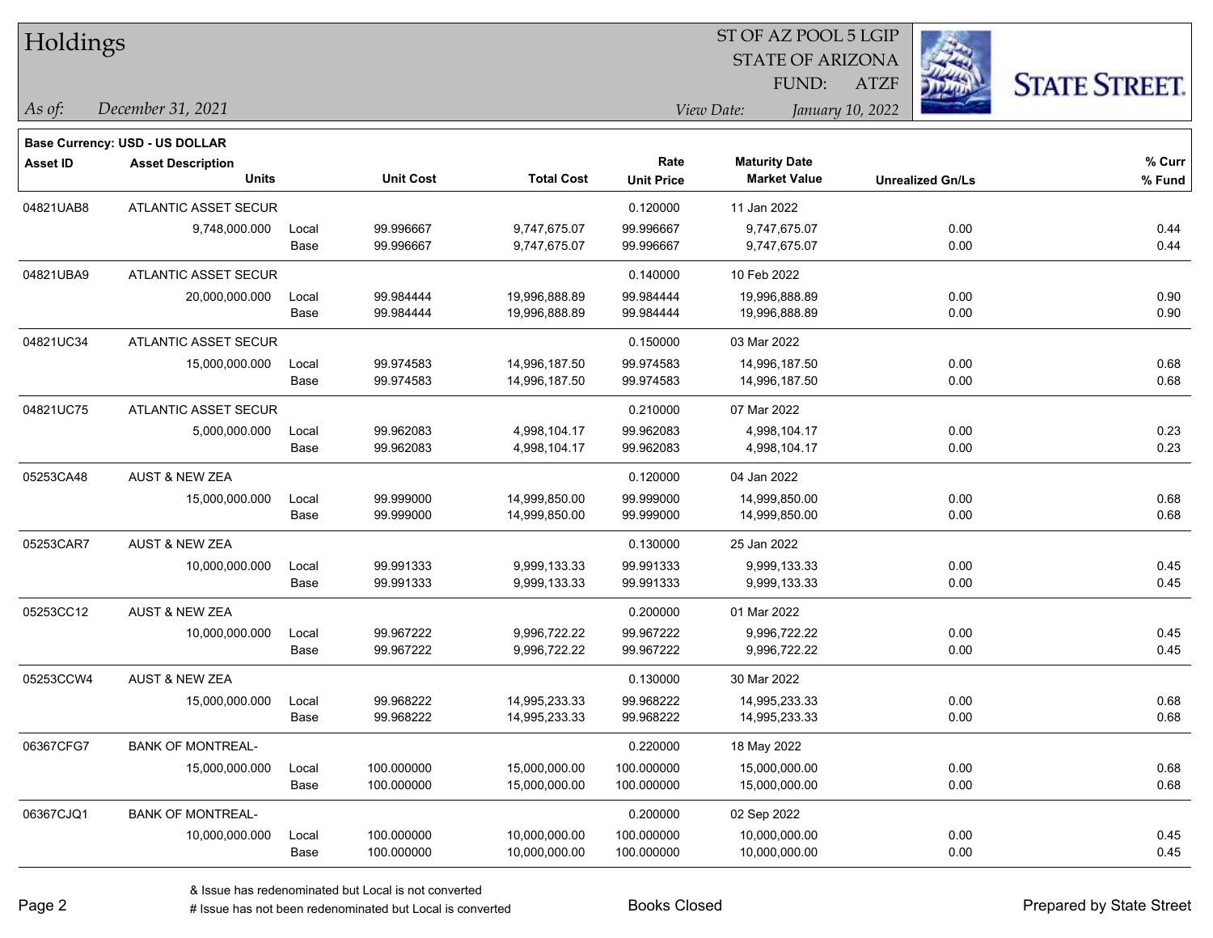# Holdings

ST OF AZ POOL 5 LGIP
STATE OF ARIZONA
FUND: ATZF

*As of:* *December 31, 2021*

*View Date:* *January 10, 2022*

**Base Currency: USD - US DOLLAR**

| Asset ID | Asset Description / Units | | Unit Cost | Total Cost | Rate / Unit Price | Maturity Date / Market Value | Unrealized Gn/Ls | % Curr / % Fund |
|---|---|---|---|---|---|---|---|---|
| 04821UAB8 | ATLANTIC ASSET SECUR | | | | 0.120000 | 11 Jan 2022 | | |
| | 9,748,000.000 | Local | 99.996667 | 9,747,675.07 | 99.996667 | 9,747,675.07 | 0.00 | 0.44 |
| | | Base | 99.996667 | 9,747,675.07 | 99.996667 | 9,747,675.07 | 0.00 | 0.44 |
| 04821UBA9 | ATLANTIC ASSET SECUR | | | | 0.140000 | 10 Feb 2022 | | |
| | 20,000,000.000 | Local | 99.984444 | 19,996,888.89 | 99.984444 | 19,996,888.89 | 0.00 | 0.90 |
| | | Base | 99.984444 | 19,996,888.89 | 99.984444 | 19,996,888.89 | 0.00 | 0.90 |
| 04821UC34 | ATLANTIC ASSET SECUR | | | | 0.150000 | 03 Mar 2022 | | |
| | 15,000,000.000 | Local | 99.974583 | 14,996,187.50 | 99.974583 | 14,996,187.50 | 0.00 | 0.68 |
| | | Base | 99.974583 | 14,996,187.50 | 99.974583 | 14,996,187.50 | 0.00 | 0.68 |
| 04821UC75 | ATLANTIC ASSET SECUR | | | | 0.210000 | 07 Mar 2022 | | |
| | 5,000,000.000 | Local | 99.962083 | 4,998,104.17 | 99.962083 | 4,998,104.17 | 0.00 | 0.23 |
| | | Base | 99.962083 | 4,998,104.17 | 99.962083 | 4,998,104.17 | 0.00 | 0.23 |
| 05253CA48 | AUST & NEW ZEA | | | | 0.120000 | 04 Jan 2022 | | |
| | 15,000,000.000 | Local | 99.999000 | 14,999,850.00 | 99.999000 | 14,999,850.00 | 0.00 | 0.68 |
| | | Base | 99.999000 | 14,999,850.00 | 99.999000 | 14,999,850.00 | 0.00 | 0.68 |
| 05253CAR7 | AUST & NEW ZEA | | | | 0.130000 | 25 Jan 2022 | | |
| | 10,000,000.000 | Local | 99.991333 | 9,999,133.33 | 99.991333 | 9,999,133.33 | 0.00 | 0.45 |
| | | Base | 99.991333 | 9,999,133.33 | 99.991333 | 9,999,133.33 | 0.00 | 0.45 |
| 05253CC12 | AUST & NEW ZEA | | | | 0.200000 | 01 Mar 2022 | | |
| | 10,000,000.000 | Local | 99.967222 | 9,996,722.22 | 99.967222 | 9,996,722.22 | 0.00 | 0.45 |
| | | Base | 99.967222 | 9,996,722.22 | 99.967222 | 9,996,722.22 | 0.00 | 0.45 |
| 05253CCW4 | AUST & NEW ZEA | | | | 0.130000 | 30 Mar 2022 | | |
| | 15,000,000.000 | Local | 99.968222 | 14,995,233.33 | 99.968222 | 14,995,233.33 | 0.00 | 0.68 |
| | | Base | 99.968222 | 14,995,233.33 | 99.968222 | 14,995,233.33 | 0.00 | 0.68 |
| 06367CFG7 | BANK OF MONTREAL- | | | | 0.220000 | 18 May 2022 | | |
| | 15,000,000.000 | Local | 100.000000 | 15,000,000.00 | 100.000000 | 15,000,000.00 | 0.00 | 0.68 |
| | | Base | 100.000000 | 15,000,000.00 | 100.000000 | 15,000,000.00 | 0.00 | 0.68 |
| 06367CJQ1 | BANK OF MONTREAL- | | | | 0.200000 | 02 Sep 2022 | | |
| | 10,000,000.000 | Local | 100.000000 | 10,000,000.00 | 100.000000 | 10,000,000.00 | 0.00 | 0.45 |
| | | Base | 100.000000 | 10,000,000.00 | 100.000000 | 10,000,000.00 | 0.00 | 0.45 |

& Issue has redenominated but Local is not converted
# Issue has not been redenominated but Local is converted

Books Closed

Prepared by State Street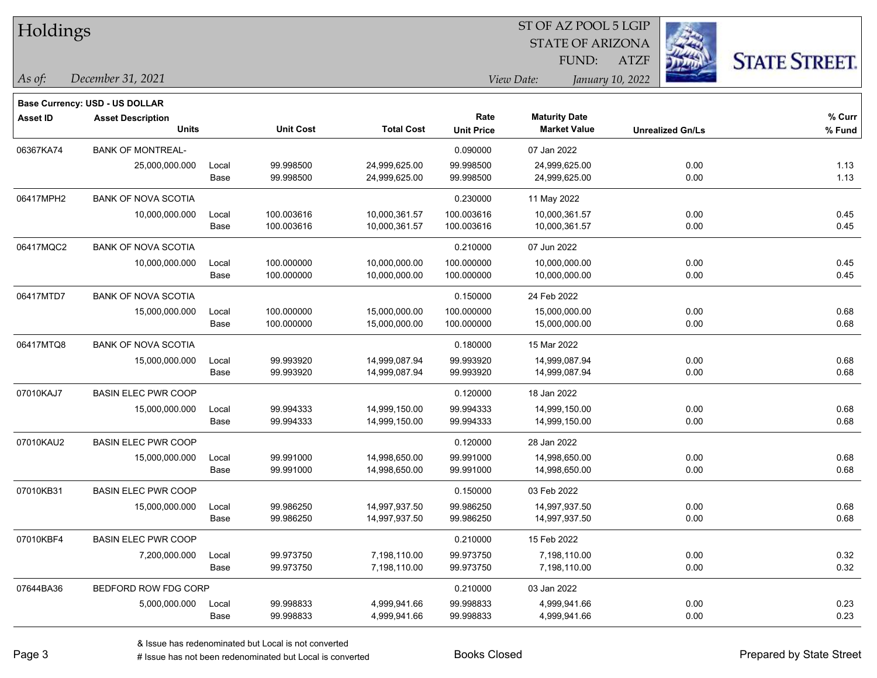# Holdings

ST OF AZ POOL 5 LGIP
STATE OF ARIZONA
FUND: ATZF

*As of: December 31, 2021*

*View Date: January 10, 2022*

**Base Currency: USD - US DOLLAR**

| Asset ID | Asset Description / Units | | Unit Cost | Total Cost | Rate / Unit Price | Maturity Date / Market Value | Unrealized Gn/Ls | % Curr / % Fund |
|---|---|---|---|---|---|---|---|---|
| 06367KA74 | BANK OF MONTREAL- | | | | 0.090000 | 07 Jan 2022 | | |
| | 25,000,000.000 | Local | 99.998500 | 24,999,625.00 | 99.998500 | 24,999,625.00 | 0.00 | 1.13 |
| | | Base | 99.998500 | 24,999,625.00 | 99.998500 | 24,999,625.00 | 0.00 | 1.13 |
| 06417MPH2 | BANK OF NOVA SCOTIA | | | | 0.230000 | 11 May 2022 | | |
| | 10,000,000.000 | Local | 100.003616 | 10,000,361.57 | 100.003616 | 10,000,361.57 | 0.00 | 0.45 |
| | | Base | 100.003616 | 10,000,361.57 | 100.003616 | 10,000,361.57 | 0.00 | 0.45 |
| 06417MQC2 | BANK OF NOVA SCOTIA | | | | 0.210000 | 07 Jun 2022 | | |
| | 10,000,000.000 | Local | 100.000000 | 10,000,000.00 | 100.000000 | 10,000,000.00 | 0.00 | 0.45 |
| | | Base | 100.000000 | 10,000,000.00 | 100.000000 | 10,000,000.00 | 0.00 | 0.45 |
| 06417MTD7 | BANK OF NOVA SCOTIA | | | | 0.150000 | 24 Feb 2022 | | |
| | 15,000,000.000 | Local | 100.000000 | 15,000,000.00 | 100.000000 | 15,000,000.00 | 0.00 | 0.68 |
| | | Base | 100.000000 | 15,000,000.00 | 100.000000 | 15,000,000.00 | 0.00 | 0.68 |
| 06417MTQ8 | BANK OF NOVA SCOTIA | | | | 0.180000 | 15 Mar 2022 | | |
| | 15,000,000.000 | Local | 99.993920 | 14,999,087.94 | 99.993920 | 14,999,087.94 | 0.00 | 0.68 |
| | | Base | 99.993920 | 14,999,087.94 | 99.993920 | 14,999,087.94 | 0.00 | 0.68 |
| 07010KAJ7 | BASIN ELEC PWR COOP | | | | 0.120000 | 18 Jan 2022 | | |
| | 15,000,000.000 | Local | 99.994333 | 14,999,150.00 | 99.994333 | 14,999,150.00 | 0.00 | 0.68 |
| | | Base | 99.994333 | 14,999,150.00 | 99.994333 | 14,999,150.00 | 0.00 | 0.68 |
| 07010KAU2 | BASIN ELEC PWR COOP | | | | 0.120000 | 28 Jan 2022 | | |
| | 15,000,000.000 | Local | 99.991000 | 14,998,650.00 | 99.991000 | 14,998,650.00 | 0.00 | 0.68 |
| | | Base | 99.991000 | 14,998,650.00 | 99.991000 | 14,998,650.00 | 0.00 | 0.68 |
| 07010KB31 | BASIN ELEC PWR COOP | | | | 0.150000 | 03 Feb 2022 | | |
| | 15,000,000.000 | Local | 99.986250 | 14,997,937.50 | 99.986250 | 14,997,937.50 | 0.00 | 0.68 |
| | | Base | 99.986250 | 14,997,937.50 | 99.986250 | 14,997,937.50 | 0.00 | 0.68 |
| 07010KBF4 | BASIN ELEC PWR COOP | | | | 0.210000 | 15 Feb 2022 | | |
| | 7,200,000.000 | Local | 99.973750 | 7,198,110.00 | 99.973750 | 7,198,110.00 | 0.00 | 0.32 |
| | | Base | 99.973750 | 7,198,110.00 | 99.973750 | 7,198,110.00 | 0.00 | 0.32 |
| 07644BA36 | BEDFORD ROW FDG CORP | | | | 0.210000 | 03 Jan 2022 | | |
| | 5,000,000.000 | Local | 99.998833 | 4,999,941.66 | 99.998833 | 4,999,941.66 | 0.00 | 0.23 |
| | | Base | 99.998833 | 4,999,941.66 | 99.998833 | 4,999,941.66 | 0.00 | 0.23 |

& Issue has redenominated but Local is not converted

# Issue has not been redenominated but Local is converted

Books Closed

Prepared by State Street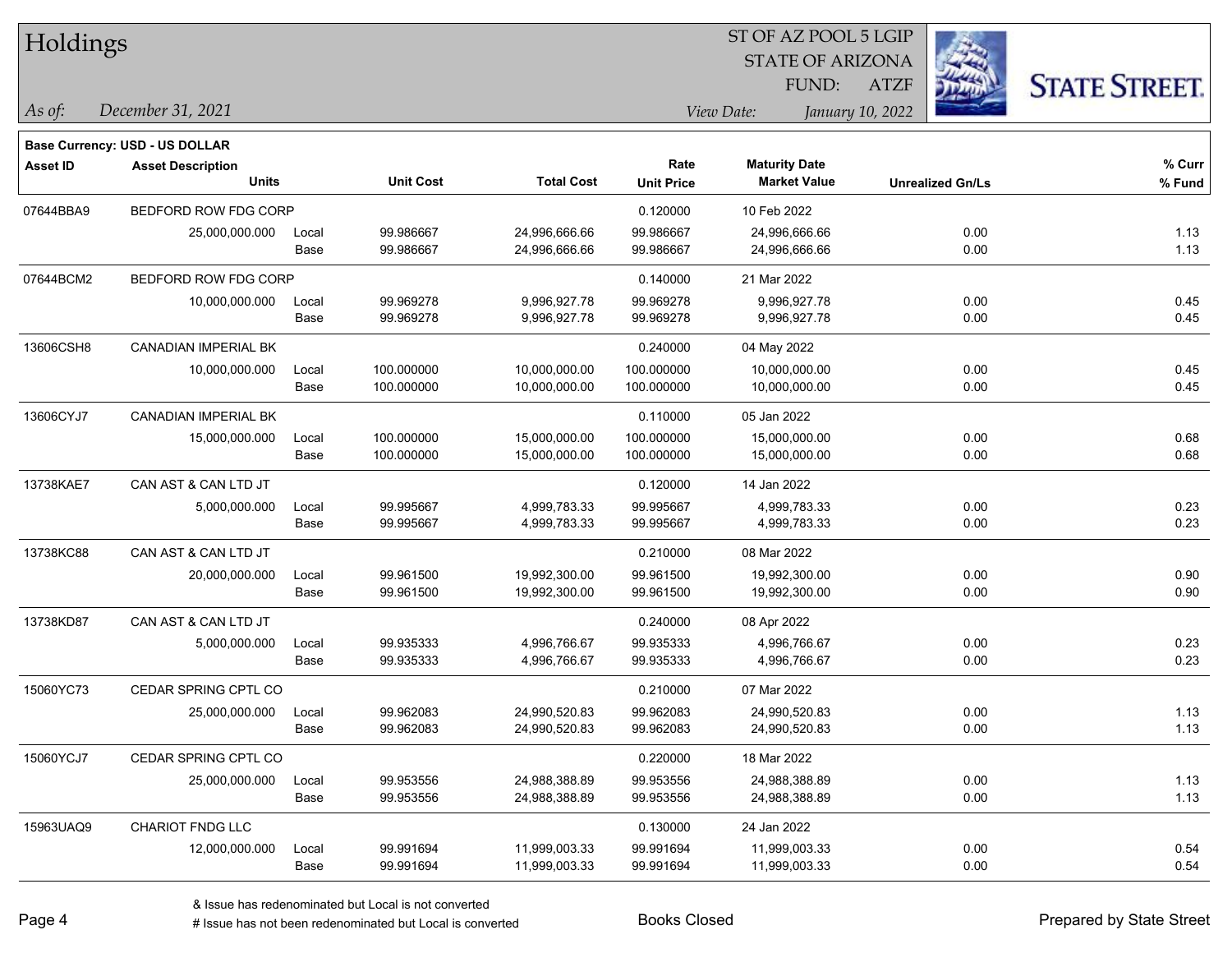# Holdings

ST OF AZ POOL 5 LGIP
STATE OF ARIZONA
FUND: ATZF

*As of:* *December 31, 2021*
*View Date:* *January 10, 2022*

**Base Currency: USD - US DOLLAR**

| Asset ID | Asset Description / Units | | Unit Cost | Total Cost | Rate / Unit Price | Maturity Date / Market Value | Unrealized Gn/Ls | % Curr / % Fund |
|---|---|---|---|---|---|---|---|---|
| 07644BBA9 | BEDFORD ROW FDG CORP | | | | 0.120000 | 10 Feb 2022 | | |
| | 25,000,000.000 | Local | 99.986667 | 24,996,666.66 | 99.986667 | 24,996,666.66 | 0.00 | 1.13 |
| | | Base | 99.986667 | 24,996,666.66 | 99.986667 | 24,996,666.66 | 0.00 | 1.13 |
| 07644BCM2 | BEDFORD ROW FDG CORP | | | | 0.140000 | 21 Mar 2022 | | |
| | 10,000,000.000 | Local | 99.969278 | 9,996,927.78 | 99.969278 | 9,996,927.78 | 0.00 | 0.45 |
| | | Base | 99.969278 | 9,996,927.78 | 99.969278 | 9,996,927.78 | 0.00 | 0.45 |
| 13606CSH8 | CANADIAN IMPERIAL BK | | | | 0.240000 | 04 May 2022 | | |
| | 10,000,000.000 | Local | 100.000000 | 10,000,000.00 | 100.000000 | 10,000,000.00 | 0.00 | 0.45 |
| | | Base | 100.000000 | 10,000,000.00 | 100.000000 | 10,000,000.00 | 0.00 | 0.45 |
| 13606CYJ7 | CANADIAN IMPERIAL BK | | | | 0.110000 | 05 Jan 2022 | | |
| | 15,000,000.000 | Local | 100.000000 | 15,000,000.00 | 100.000000 | 15,000,000.00 | 0.00 | 0.68 |
| | | Base | 100.000000 | 15,000,000.00 | 100.000000 | 15,000,000.00 | 0.00 | 0.68 |
| 13738KAE7 | CAN AST & CAN LTD JT | | | | 0.120000 | 14 Jan 2022 | | |
| | 5,000,000.000 | Local | 99.995667 | 4,999,783.33 | 99.995667 | 4,999,783.33 | 0.00 | 0.23 |
| | | Base | 99.995667 | 4,999,783.33 | 99.995667 | 4,999,783.33 | 0.00 | 0.23 |
| 13738KC88 | CAN AST & CAN LTD JT | | | | 0.210000 | 08 Mar 2022 | | |
| | 20,000,000.000 | Local | 99.961500 | 19,992,300.00 | 99.961500 | 19,992,300.00 | 0.00 | 0.90 |
| | | Base | 99.961500 | 19,992,300.00 | 99.961500 | 19,992,300.00 | 0.00 | 0.90 |
| 13738KD87 | CAN AST & CAN LTD JT | | | | 0.240000 | 08 Apr 2022 | | |
| | 5,000,000.000 | Local | 99.935333 | 4,996,766.67 | 99.935333 | 4,996,766.67 | 0.00 | 0.23 |
| | | Base | 99.935333 | 4,996,766.67 | 99.935333 | 4,996,766.67 | 0.00 | 0.23 |
| 15060YC73 | CEDAR SPRING CPTL CO | | | | 0.210000 | 07 Mar 2022 | | |
| | 25,000,000.000 | Local | 99.962083 | 24,990,520.83 | 99.962083 | 24,990,520.83 | 0.00 | 1.13 |
| | | Base | 99.962083 | 24,990,520.83 | 99.962083 | 24,990,520.83 | 0.00 | 1.13 |
| 15060YCJ7 | CEDAR SPRING CPTL CO | | | | 0.220000 | 18 Mar 2022 | | |
| | 25,000,000.000 | Local | 99.953556 | 24,988,388.89 | 99.953556 | 24,988,388.89 | 0.00 | 1.13 |
| | | Base | 99.953556 | 24,988,388.89 | 99.953556 | 24,988,388.89 | 0.00 | 1.13 |
| 15963UAQ9 | CHARIOT FNDG LLC | | | | 0.130000 | 24 Jan 2022 | | |
| | 12,000,000.000 | Local | 99.991694 | 11,999,003.33 | 99.991694 | 11,999,003.33 | 0.00 | 0.54 |
| | | Base | 99.991694 | 11,999,003.33 | 99.991694 | 11,999,003.33 | 0.00 | 0.54 |

& Issue has redenominated but Local is not converted
# Issue has not been redenominated but Local is converted

Books Closed

Prepared by State Street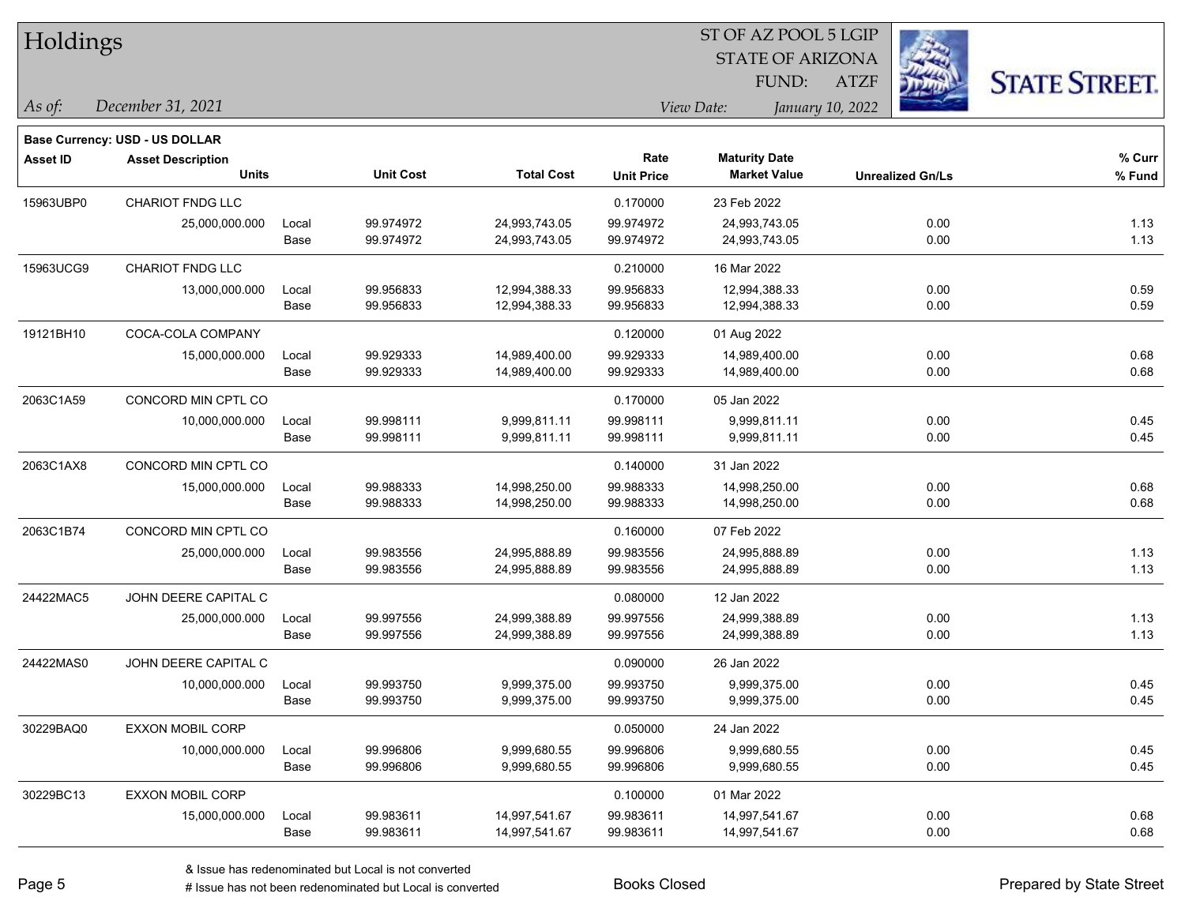# Holdings

ST OF AZ POOL 5 LGIP
STATE OF ARIZONA
FUND: ATZF

*As of:* *December 31, 2021*

*View Date:* *January 10, 2022*

**Base Currency: USD - US DOLLAR**

| Asset ID | Asset Description / Units | | Unit Cost | Total Cost | Rate / Unit Price | Maturity Date / Market Value | Unrealized Gn/Ls | % Curr / % Fund |
|---|---|---|---|---|---|---|---|---|
| 15963UBP0 | CHARIOT FNDG LLC | | | | 0.170000 | 23 Feb 2022 | | |
| | 25,000,000.000 | Local | 99.974972 | 24,993,743.05 | 99.974972 | 24,993,743.05 | 0.00 | 1.13 |
| | | Base | 99.974972 | 24,993,743.05 | 99.974972 | 24,993,743.05 | 0.00 | 1.13 |
| 15963UCG9 | CHARIOT FNDG LLC | | | | 0.210000 | 16 Mar 2022 | | |
| | 13,000,000.000 | Local | 99.956833 | 12,994,388.33 | 99.956833 | 12,994,388.33 | 0.00 | 0.59 |
| | | Base | 99.956833 | 12,994,388.33 | 99.956833 | 12,994,388.33 | 0.00 | 0.59 |
| 19121BH10 | COCA-COLA COMPANY | | | | 0.120000 | 01 Aug 2022 | | |
| | 15,000,000.000 | Local | 99.929333 | 14,989,400.00 | 99.929333 | 14,989,400.00 | 0.00 | 0.68 |
| | | Base | 99.929333 | 14,989,400.00 | 99.929333 | 14,989,400.00 | 0.00 | 0.68 |
| 2063C1A59 | CONCORD MIN CPTL CO | | | | 0.170000 | 05 Jan 2022 | | |
| | 10,000,000.000 | Local | 99.998111 | 9,999,811.11 | 99.998111 | 9,999,811.11 | 0.00 | 0.45 |
| | | Base | 99.998111 | 9,999,811.11 | 99.998111 | 9,999,811.11 | 0.00 | 0.45 |
| 2063C1AX8 | CONCORD MIN CPTL CO | | | | 0.140000 | 31 Jan 2022 | | |
| | 15,000,000.000 | Local | 99.988333 | 14,998,250.00 | 99.988333 | 14,998,250.00 | 0.00 | 0.68 |
| | | Base | 99.988333 | 14,998,250.00 | 99.988333 | 14,998,250.00 | 0.00 | 0.68 |
| 2063C1B74 | CONCORD MIN CPTL CO | | | | 0.160000 | 07 Feb 2022 | | |
| | 25,000,000.000 | Local | 99.983556 | 24,995,888.89 | 99.983556 | 24,995,888.89 | 0.00 | 1.13 |
| | | Base | 99.983556 | 24,995,888.89 | 99.983556 | 24,995,888.89 | 0.00 | 1.13 |
| 24422MAC5 | JOHN DEERE CAPITAL C | | | | 0.080000 | 12 Jan 2022 | | |
| | 25,000,000.000 | Local | 99.997556 | 24,999,388.89 | 99.997556 | 24,999,388.89 | 0.00 | 1.13 |
| | | Base | 99.997556 | 24,999,388.89 | 99.997556 | 24,999,388.89 | 0.00 | 1.13 |
| 24422MAS0 | JOHN DEERE CAPITAL C | | | | 0.090000 | 26 Jan 2022 | | |
| | 10,000,000.000 | Local | 99.993750 | 9,999,375.00 | 99.993750 | 9,999,375.00 | 0.00 | 0.45 |
| | | Base | 99.993750 | 9,999,375.00 | 99.993750 | 9,999,375.00 | 0.00 | 0.45 |
| 30229BAQ0 | EXXON MOBIL CORP | | | | 0.050000 | 24 Jan 2022 | | |
| | 10,000,000.000 | Local | 99.996806 | 9,999,680.55 | 99.996806 | 9,999,680.55 | 0.00 | 0.45 |
| | | Base | 99.996806 | 9,999,680.55 | 99.996806 | 9,999,680.55 | 0.00 | 0.45 |
| 30229BC13 | EXXON MOBIL CORP | | | | 0.100000 | 01 Mar 2022 | | |
| | 15,000,000.000 | Local | 99.983611 | 14,997,541.67 | 99.983611 | 14,997,541.67 | 0.00 | 0.68 |
| | | Base | 99.983611 | 14,997,541.67 | 99.983611 | 14,997,541.67 | 0.00 | 0.68 |

& Issue has redenominated but Local is not converted
# Issue has not been redenominated but Local is converted

Books Closed

Prepared by State Street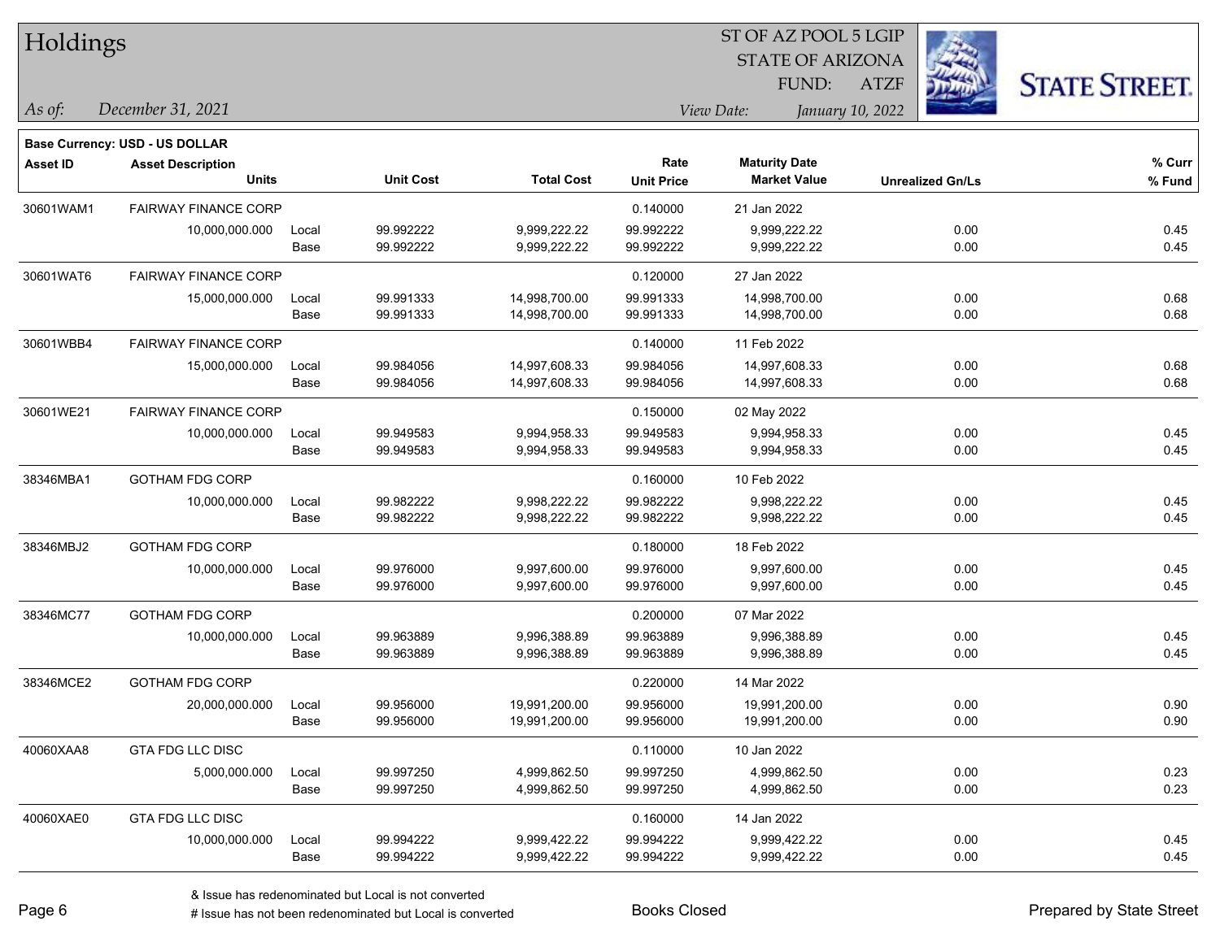# Holdings

ST OF AZ POOL 5 LGIP
STATE OF ARIZONA
FUND: ATZF

*As of:* *December 31, 2021*

*View Date:* *January 10, 2022*

**Base Currency: USD - US DOLLAR**

| Asset ID | Asset Description / Units | | Unit Cost | Total Cost | Rate / Unit Price | Maturity Date / Market Value | Unrealized Gn/Ls | % Curr / % Fund |
|---|---|---|---|---|---|---|---|---|
| 30601WAM1 | FAIRWAY FINANCE CORP | | | | 0.140000 | 21 Jan 2022 | | |
| | 10,000,000.000 | Local | 99.992222 | 9,999,222.22 | 99.992222 | 9,999,222.22 | 0.00 | 0.45 |
| | | Base | 99.992222 | 9,999,222.22 | 99.992222 | 9,999,222.22 | 0.00 | 0.45 |
| 30601WAT6 | FAIRWAY FINANCE CORP | | | | 0.120000 | 27 Jan 2022 | | |
| | 15,000,000.000 | Local | 99.991333 | 14,998,700.00 | 99.991333 | 14,998,700.00 | 0.00 | 0.68 |
| | | Base | 99.991333 | 14,998,700.00 | 99.991333 | 14,998,700.00 | 0.00 | 0.68 |
| 30601WBB4 | FAIRWAY FINANCE CORP | | | | 0.140000 | 11 Feb 2022 | | |
| | 15,000,000.000 | Local | 99.984056 | 14,997,608.33 | 99.984056 | 14,997,608.33 | 0.00 | 0.68 |
| | | Base | 99.984056 | 14,997,608.33 | 99.984056 | 14,997,608.33 | 0.00 | 0.68 |
| 30601WE21 | FAIRWAY FINANCE CORP | | | | 0.150000 | 02 May 2022 | | |
| | 10,000,000.000 | Local | 99.949583 | 9,994,958.33 | 99.949583 | 9,994,958.33 | 0.00 | 0.45 |
| | | Base | 99.949583 | 9,994,958.33 | 99.949583 | 9,994,958.33 | 0.00 | 0.45 |
| 38346MBA1 | GOTHAM FDG CORP | | | | 0.160000 | 10 Feb 2022 | | |
| | 10,000,000.000 | Local | 99.982222 | 9,998,222.22 | 99.982222 | 9,998,222.22 | 0.00 | 0.45 |
| | | Base | 99.982222 | 9,998,222.22 | 99.982222 | 9,998,222.22 | 0.00 | 0.45 |
| 38346MBJ2 | GOTHAM FDG CORP | | | | 0.180000 | 18 Feb 2022 | | |
| | 10,000,000.000 | Local | 99.976000 | 9,997,600.00 | 99.976000 | 9,997,600.00 | 0.00 | 0.45 |
| | | Base | 99.976000 | 9,997,600.00 | 99.976000 | 9,997,600.00 | 0.00 | 0.45 |
| 38346MC77 | GOTHAM FDG CORP | | | | 0.200000 | 07 Mar 2022 | | |
| | 10,000,000.000 | Local | 99.963889 | 9,996,388.89 | 99.963889 | 9,996,388.89 | 0.00 | 0.45 |
| | | Base | 99.963889 | 9,996,388.89 | 99.963889 | 9,996,388.89 | 0.00 | 0.45 |
| 38346MCE2 | GOTHAM FDG CORP | | | | 0.220000 | 14 Mar 2022 | | |
| | 20,000,000.000 | Local | 99.956000 | 19,991,200.00 | 99.956000 | 19,991,200.00 | 0.00 | 0.90 |
| | | Base | 99.956000 | 19,991,200.00 | 99.956000 | 19,991,200.00 | 0.00 | 0.90 |
| 40060XAA8 | GTA FDG LLC DISC | | | | 0.110000 | 10 Jan 2022 | | |
| | 5,000,000.000 | Local | 99.997250 | 4,999,862.50 | 99.997250 | 4,999,862.50 | 0.00 | 0.23 |
| | | Base | 99.997250 | 4,999,862.50 | 99.997250 | 4,999,862.50 | 0.00 | 0.23 |
| 40060XAE0 | GTA FDG LLC DISC | | | | 0.160000 | 14 Jan 2022 | | |
| | 10,000,000.000 | Local | 99.994222 | 9,999,422.22 | 99.994222 | 9,999,422.22 | 0.00 | 0.45 |
| | | Base | 99.994222 | 9,999,422.22 | 99.994222 | 9,999,422.22 | 0.00 | 0.45 |

& Issue has redenominated but Local is not converted
# Issue has not been redenominated but Local is converted

Books Closed

Prepared by State Street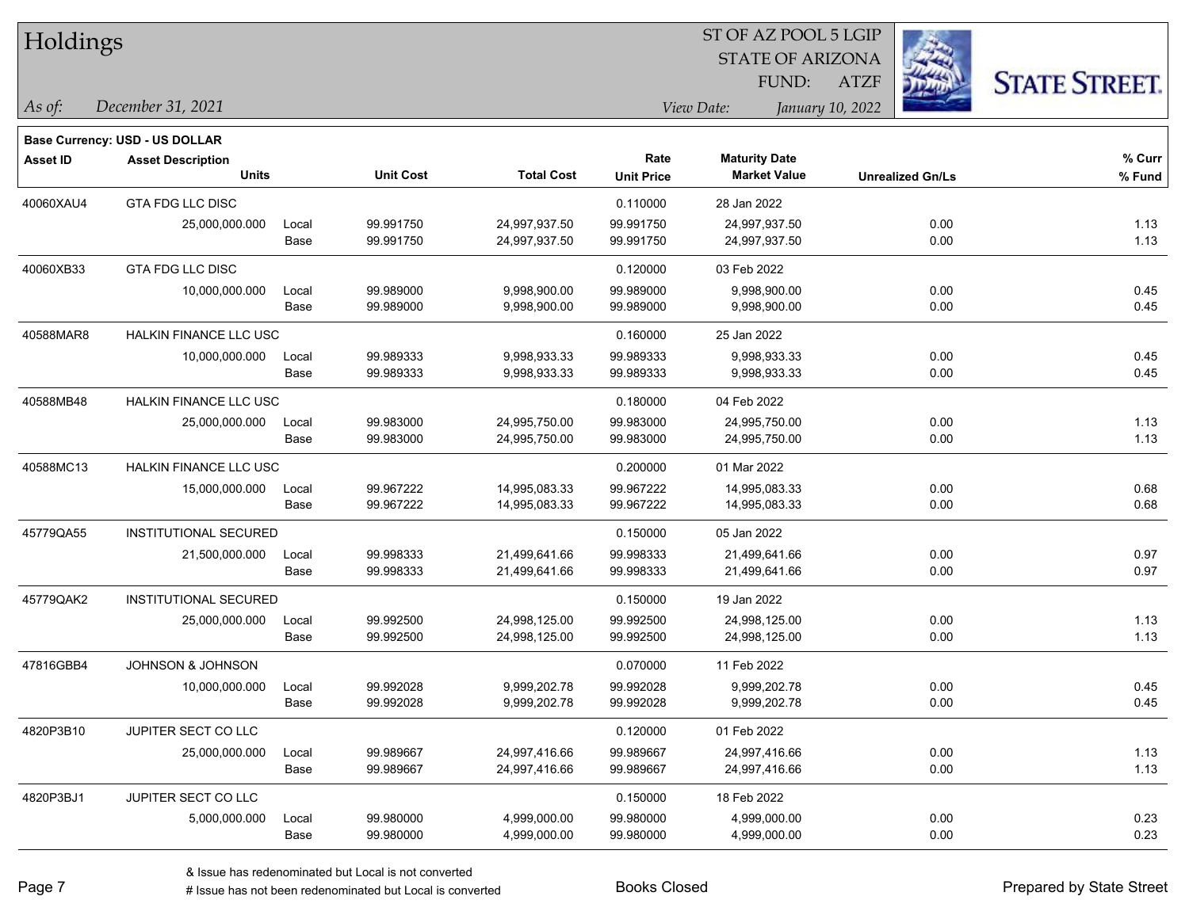# Holdings

ST OF AZ POOL 5 LGIP
STATE OF ARIZONA
FUND: ATZF

*As of:* *December 31, 2021*

*View Date:* *January 10, 2022*

**Base Currency: USD - US DOLLAR**

| Asset ID | Asset Description<br>Units | | Unit Cost | Total Cost | Rate<br>Unit Price | Maturity Date<br>Market Value | Unrealized Gn/Ls | % Curr<br>% Fund |
|---|---|---|---|---|---|---|---|---|
| 40060XAU4 | GTA FDG LLC DISC | | | | 0.110000 | 28 Jan 2022 | | |
| | 25,000,000.000 | Local | 99.991750 | 24,997,937.50 | 99.991750 | 24,997,937.50 | 0.00 | 1.13 |
| | | Base | 99.991750 | 24,997,937.50 | 99.991750 | 24,997,937.50 | 0.00 | 1.13 |
| 40060XB33 | GTA FDG LLC DISC | | | | 0.120000 | 03 Feb 2022 | | |
| | 10,000,000.000 | Local | 99.989000 | 9,998,900.00 | 99.989000 | 9,998,900.00 | 0.00 | 0.45 |
| | | Base | 99.989000 | 9,998,900.00 | 99.989000 | 9,998,900.00 | 0.00 | 0.45 |
| 40588MAR8 | HALKIN FINANCE LLC USC | | | | 0.160000 | 25 Jan 2022 | | |
| | 10,000,000.000 | Local | 99.989333 | 9,998,933.33 | 99.989333 | 9,998,933.33 | 0.00 | 0.45 |
| | | Base | 99.989333 | 9,998,933.33 | 99.989333 | 9,998,933.33 | 0.00 | 0.45 |
| 40588MB48 | HALKIN FINANCE LLC USC | | | | 0.180000 | 04 Feb 2022 | | |
| | 25,000,000.000 | Local | 99.983000 | 24,995,750.00 | 99.983000 | 24,995,750.00 | 0.00 | 1.13 |
| | | Base | 99.983000 | 24,995,750.00 | 99.983000 | 24,995,750.00 | 0.00 | 1.13 |
| 40588MC13 | HALKIN FINANCE LLC USC | | | | 0.200000 | 01 Mar 2022 | | |
| | 15,000,000.000 | Local | 99.967222 | 14,995,083.33 | 99.967222 | 14,995,083.33 | 0.00 | 0.68 |
| | | Base | 99.967222 | 14,995,083.33 | 99.967222 | 14,995,083.33 | 0.00 | 0.68 |
| 45779QA55 | INSTITUTIONAL SECURED | | | | 0.150000 | 05 Jan 2022 | | |
| | 21,500,000.000 | Local | 99.998333 | 21,499,641.66 | 99.998333 | 21,499,641.66 | 0.00 | 0.97 |
| | | Base | 99.998333 | 21,499,641.66 | 99.998333 | 21,499,641.66 | 0.00 | 0.97 |
| 45779QAK2 | INSTITUTIONAL SECURED | | | | 0.150000 | 19 Jan 2022 | | |
| | 25,000,000.000 | Local | 99.992500 | 24,998,125.00 | 99.992500 | 24,998,125.00 | 0.00 | 1.13 |
| | | Base | 99.992500 | 24,998,125.00 | 99.992500 | 24,998,125.00 | 0.00 | 1.13 |
| 47816GBB4 | JOHNSON & JOHNSON | | | | 0.070000 | 11 Feb 2022 | | |
| | 10,000,000.000 | Local | 99.992028 | 9,999,202.78 | 99.992028 | 9,999,202.78 | 0.00 | 0.45 |
| | | Base | 99.992028 | 9,999,202.78 | 99.992028 | 9,999,202.78 | 0.00 | 0.45 |
| 4820P3B10 | JUPITER SECT CO LLC | | | | 0.120000 | 01 Feb 2022 | | |
| | 25,000,000.000 | Local | 99.989667 | 24,997,416.66 | 99.989667 | 24,997,416.66 | 0.00 | 1.13 |
| | | Base | 99.989667 | 24,997,416.66 | 99.989667 | 24,997,416.66 | 0.00 | 1.13 |
| 4820P3BJ1 | JUPITER SECT CO LLC | | | | 0.150000 | 18 Feb 2022 | | |
| | 5,000,000.000 | Local | 99.980000 | 4,999,000.00 | 99.980000 | 4,999,000.00 | 0.00 | 0.23 |
| | | Base | 99.980000 | 4,999,000.00 | 99.980000 | 4,999,000.00 | 0.00 | 0.23 |

& Issue has redenominated but Local is not converted
# Issue has not been redenominated but Local is converted

Books Closed

Prepared by State Street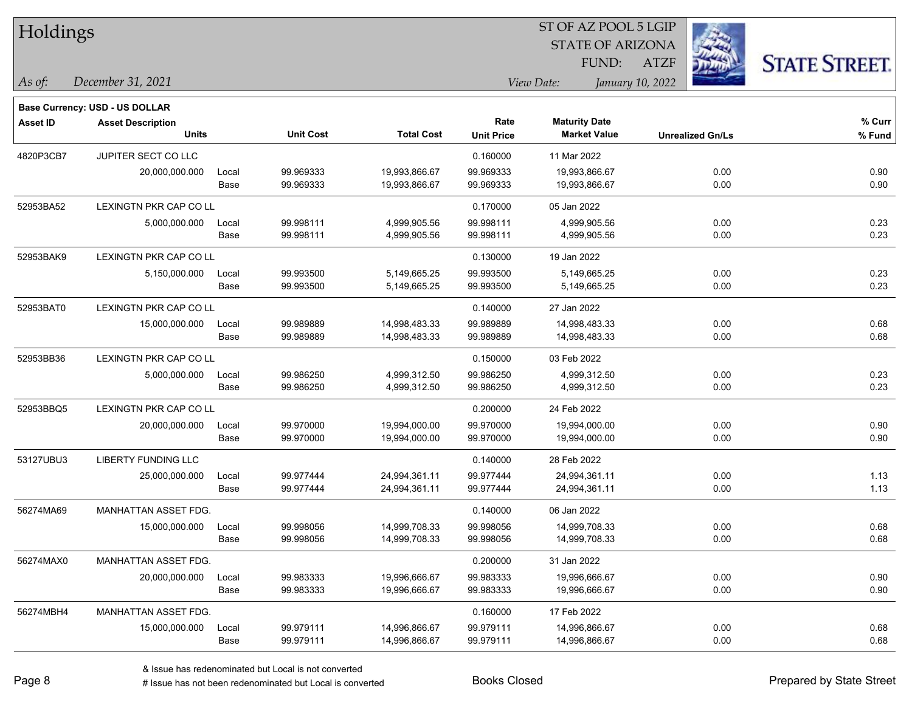# Holdings

ST OF AZ POOL 5 LGIP
STATE OF ARIZONA
FUND: ATZF

*As of: December 31, 2021*

*View Date: January 10, 2022*

**Base Currency: USD - US DOLLAR**

| Asset ID | Asset Description / Units | | Unit Cost | Total Cost | Rate / Unit Price | Maturity Date / Market Value | Unrealized Gn/Ls | % Curr / % Fund |
|---|---|---|---|---|---|---|---|---|
| 4820P3CB7 | JUPITER SECT CO LLC | | | | 0.160000 | 11 Mar 2022 | | |
| | 20,000,000.000 | Local | 99.969333 | 19,993,866.67 | 99.969333 | 19,993,866.67 | 0.00 | 0.90 |
| | | Base | 99.969333 | 19,993,866.67 | 99.969333 | 19,993,866.67 | 0.00 | 0.90 |
| 52953BA52 | LEXINGTN PKR CAP CO LL | | | | 0.170000 | 05 Jan 2022 | | |
| | 5,000,000.000 | Local | 99.998111 | 4,999,905.56 | 99.998111 | 4,999,905.56 | 0.00 | 0.23 |
| | | Base | 99.998111 | 4,999,905.56 | 99.998111 | 4,999,905.56 | 0.00 | 0.23 |
| 52953BAK9 | LEXINGTN PKR CAP CO LL | | | | 0.130000 | 19 Jan 2022 | | |
| | 5,150,000.000 | Local | 99.993500 | 5,149,665.25 | 99.993500 | 5,149,665.25 | 0.00 | 0.23 |
| | | Base | 99.993500 | 5,149,665.25 | 99.993500 | 5,149,665.25 | 0.00 | 0.23 |
| 52953BAT0 | LEXINGTN PKR CAP CO LL | | | | 0.140000 | 27 Jan 2022 | | |
| | 15,000,000.000 | Local | 99.989889 | 14,998,483.33 | 99.989889 | 14,998,483.33 | 0.00 | 0.68 |
| | | Base | 99.989889 | 14,998,483.33 | 99.989889 | 14,998,483.33 | 0.00 | 0.68 |
| 52953BB36 | LEXINGTN PKR CAP CO LL | | | | 0.150000 | 03 Feb 2022 | | |
| | 5,000,000.000 | Local | 99.986250 | 4,999,312.50 | 99.986250 | 4,999,312.50 | 0.00 | 0.23 |
| | | Base | 99.986250 | 4,999,312.50 | 99.986250 | 4,999,312.50 | 0.00 | 0.23 |
| 52953BBQ5 | LEXINGTN PKR CAP CO LL | | | | 0.200000 | 24 Feb 2022 | | |
| | 20,000,000.000 | Local | 99.970000 | 19,994,000.00 | 99.970000 | 19,994,000.00 | 0.00 | 0.90 |
| | | Base | 99.970000 | 19,994,000.00 | 99.970000 | 19,994,000.00 | 0.00 | 0.90 |
| 53127UBU3 | LIBERTY FUNDING LLC | | | | 0.140000 | 28 Feb 2022 | | |
| | 25,000,000.000 | Local | 99.977444 | 24,994,361.11 | 99.977444 | 24,994,361.11 | 0.00 | 1.13 |
| | | Base | 99.977444 | 24,994,361.11 | 99.977444 | 24,994,361.11 | 0.00 | 1.13 |
| 56274MA69 | MANHATTAN ASSET FDG. | | | | 0.140000 | 06 Jan 2022 | | |
| | 15,000,000.000 | Local | 99.998056 | 14,999,708.33 | 99.998056 | 14,999,708.33 | 0.00 | 0.68 |
| | | Base | 99.998056 | 14,999,708.33 | 99.998056 | 14,999,708.33 | 0.00 | 0.68 |
| 56274MAX0 | MANHATTAN ASSET FDG. | | | | 0.200000 | 31 Jan 2022 | | |
| | 20,000,000.000 | Local | 99.983333 | 19,996,666.67 | 99.983333 | 19,996,666.67 | 0.00 | 0.90 |
| | | Base | 99.983333 | 19,996,666.67 | 99.983333 | 19,996,666.67 | 0.00 | 0.90 |
| 56274MBH4 | MANHATTAN ASSET FDG. | | | | 0.160000 | 17 Feb 2022 | | |
| | 15,000,000.000 | Local | 99.979111 | 14,996,866.67 | 99.979111 | 14,996,866.67 | 0.00 | 0.68 |
| | | Base | 99.979111 | 14,996,866.67 | 99.979111 | 14,996,866.67 | 0.00 | 0.68 |

& Issue has redenominated but Local is not converted
# Issue has not been redenominated but Local is converted

Books Closed

Prepared by State Street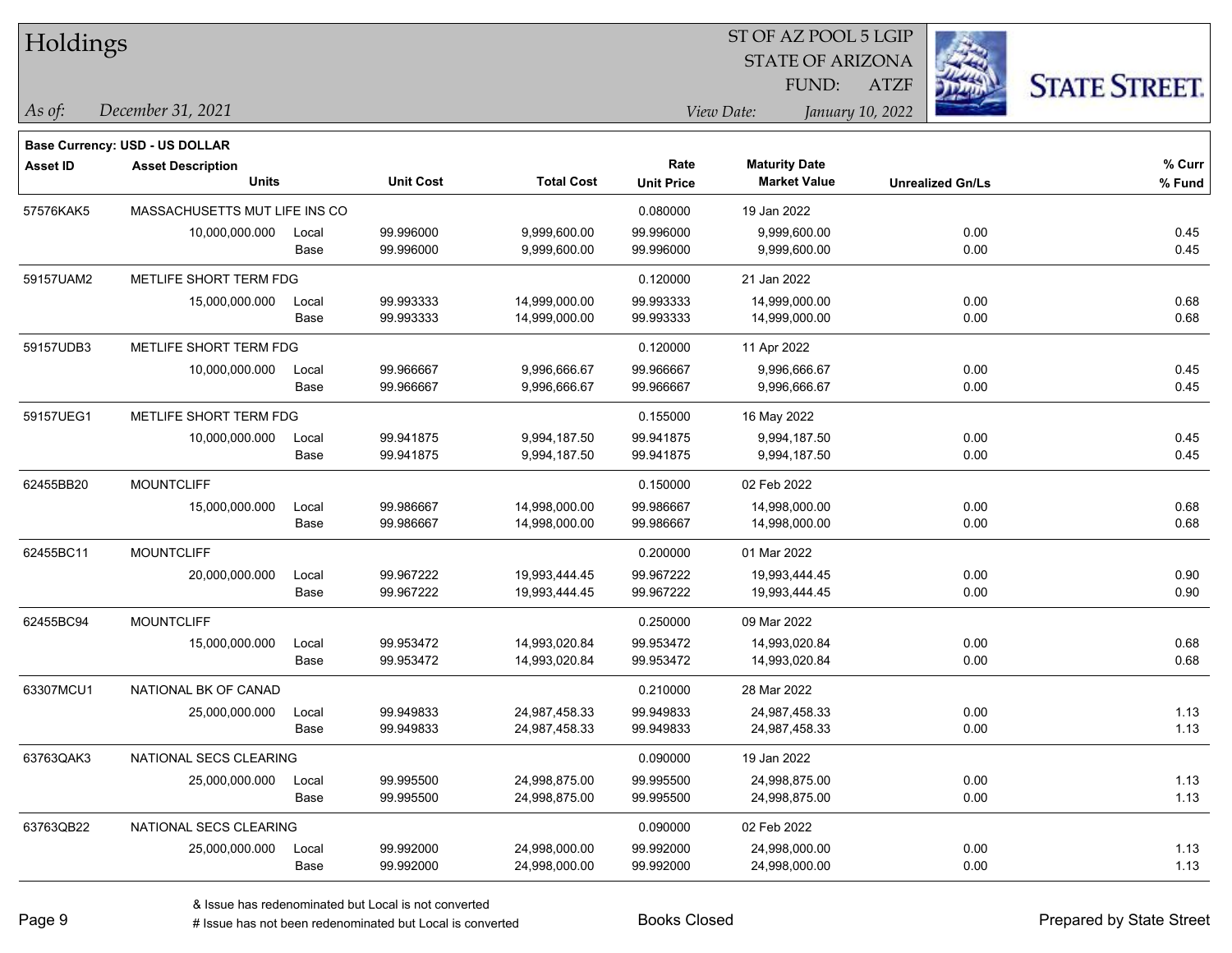# Holdings

ST OF AZ POOL 5 LGIP
STATE OF ARIZONA
FUND: ATZF

*As of: December 31, 2021*

*View Date: January 10, 2022*

**Base Currency: USD - US DOLLAR**

| Asset ID | Asset Description / Units | | Unit Cost | Total Cost | Rate / Unit Price | Maturity Date / Market Value | Unrealized Gn/Ls | % Curr / % Fund |
|---|---|---|---|---|---|---|---|---|
| 57576KAK5 | MASSACHUSETTS MUT LIFE INS CO | | | | 0.080000 | 19 Jan 2022 | | |
| | 10,000,000.000 | Local | 99.996000 | 9,999,600.00 | 99.996000 | 9,999,600.00 | 0.00 | 0.45 |
| | | Base | 99.996000 | 9,999,600.00 | 99.996000 | 9,999,600.00 | 0.00 | 0.45 |
| 59157UAM2 | METLIFE SHORT TERM FDG | | | | 0.120000 | 21 Jan 2022 | | |
| | 15,000,000.000 | Local | 99.993333 | 14,999,000.00 | 99.993333 | 14,999,000.00 | 0.00 | 0.68 |
| | | Base | 99.993333 | 14,999,000.00 | 99.993333 | 14,999,000.00 | 0.00 | 0.68 |
| 59157UDB3 | METLIFE SHORT TERM FDG | | | | 0.120000 | 11 Apr 2022 | | |
| | 10,000,000.000 | Local | 99.966667 | 9,996,666.67 | 99.966667 | 9,996,666.67 | 0.00 | 0.45 |
| | | Base | 99.966667 | 9,996,666.67 | 99.966667 | 9,996,666.67 | 0.00 | 0.45 |
| 59157UEG1 | METLIFE SHORT TERM FDG | | | | 0.155000 | 16 May 2022 | | |
| | 10,000,000.000 | Local | 99.941875 | 9,994,187.50 | 99.941875 | 9,994,187.50 | 0.00 | 0.45 |
| | | Base | 99.941875 | 9,994,187.50 | 99.941875 | 9,994,187.50 | 0.00 | 0.45 |
| 62455BB20 | MOUNTCLIFF | | | | 0.150000 | 02 Feb 2022 | | |
| | 15,000,000.000 | Local | 99.986667 | 14,998,000.00 | 99.986667 | 14,998,000.00 | 0.00 | 0.68 |
| | | Base | 99.986667 | 14,998,000.00 | 99.986667 | 14,998,000.00 | 0.00 | 0.68 |
| 62455BC11 | MOUNTCLIFF | | | | 0.200000 | 01 Mar 2022 | | |
| | 20,000,000.000 | Local | 99.967222 | 19,993,444.45 | 99.967222 | 19,993,444.45 | 0.00 | 0.90 |
| | | Base | 99.967222 | 19,993,444.45 | 99.967222 | 19,993,444.45 | 0.00 | 0.90 |
| 62455BC94 | MOUNTCLIFF | | | | 0.250000 | 09 Mar 2022 | | |
| | 15,000,000.000 | Local | 99.953472 | 14,993,020.84 | 99.953472 | 14,993,020.84 | 0.00 | 0.68 |
| | | Base | 99.953472 | 14,993,020.84 | 99.953472 | 14,993,020.84 | 0.00 | 0.68 |
| 63307MCU1 | NATIONAL BK OF CANAD | | | | 0.210000 | 28 Mar 2022 | | |
| | 25,000,000.000 | Local | 99.949833 | 24,987,458.33 | 99.949833 | 24,987,458.33 | 0.00 | 1.13 |
| | | Base | 99.949833 | 24,987,458.33 | 99.949833 | 24,987,458.33 | 0.00 | 1.13 |
| 63763QAK3 | NATIONAL SECS CLEARING | | | | 0.090000 | 19 Jan 2022 | | |
| | 25,000,000.000 | Local | 99.995500 | 24,998,875.00 | 99.995500 | 24,998,875.00 | 0.00 | 1.13 |
| | | Base | 99.995500 | 24,998,875.00 | 99.995500 | 24,998,875.00 | 0.00 | 1.13 |
| 63763QB22 | NATIONAL SECS CLEARING | | | | 0.090000 | 02 Feb 2022 | | |
| | 25,000,000.000 | Local | 99.992000 | 24,998,000.00 | 99.992000 | 24,998,000.00 | 0.00 | 1.13 |
| | | Base | 99.992000 | 24,998,000.00 | 99.992000 | 24,998,000.00 | 0.00 | 1.13 |

& Issue has redenominated but Local is not converted

# Issue has not been redenominated but Local is converted

Books Closed

Prepared by State Street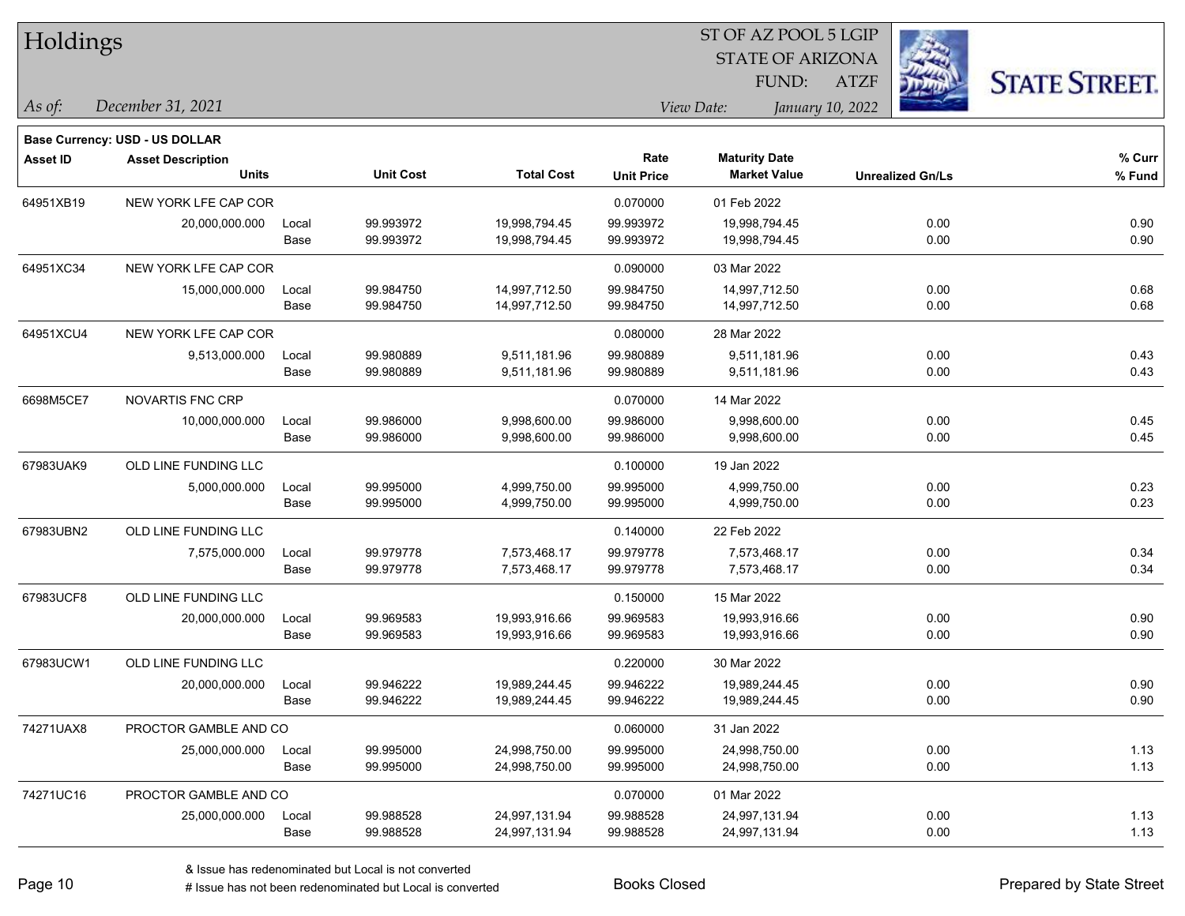# Holdings

ST OF AZ POOL 5 LGIP
STATE OF ARIZONA
FUND: ATZF

*As of:* *December 31, 2021*

*View Date:* *January 10, 2022*

**Base Currency: USD - US DOLLAR**

| Asset ID | Asset Description / Units | | Unit Cost | Total Cost | Rate / Unit Price | Maturity Date / Market Value | Unrealized Gn/Ls | % Curr / % Fund |
|---|---|---|---|---|---|---|---|---|
| 64951XB19 | NEW YORK LFE CAP COR | | | | 0.070000 | 01 Feb 2022 | | |
| | 20,000,000.000 | Local | 99.993972 | 19,998,794.45 | 99.993972 | 19,998,794.45 | 0.00 | 0.90 |
| | | Base | 99.993972 | 19,998,794.45 | 99.993972 | 19,998,794.45 | 0.00 | 0.90 |
| 64951XC34 | NEW YORK LFE CAP COR | | | | 0.090000 | 03 Mar 2022 | | |
| | 15,000,000.000 | Local | 99.984750 | 14,997,712.50 | 99.984750 | 14,997,712.50 | 0.00 | 0.68 |
| | | Base | 99.984750 | 14,997,712.50 | 99.984750 | 14,997,712.50 | 0.00 | 0.68 |
| 64951XCU4 | NEW YORK LFE CAP COR | | | | 0.080000 | 28 Mar 2022 | | |
| | 9,513,000.000 | Local | 99.980889 | 9,511,181.96 | 99.980889 | 9,511,181.96 | 0.00 | 0.43 |
| | | Base | 99.980889 | 9,511,181.96 | 99.980889 | 9,511,181.96 | 0.00 | 0.43 |
| 6698M5CE7 | NOVARTIS FNC CRP | | | | 0.070000 | 14 Mar 2022 | | |
| | 10,000,000.000 | Local | 99.986000 | 9,998,600.00 | 99.986000 | 9,998,600.00 | 0.00 | 0.45 |
| | | Base | 99.986000 | 9,998,600.00 | 99.986000 | 9,998,600.00 | 0.00 | 0.45 |
| 67983UAK9 | OLD LINE FUNDING LLC | | | | 0.100000 | 19 Jan 2022 | | |
| | 5,000,000.000 | Local | 99.995000 | 4,999,750.00 | 99.995000 | 4,999,750.00 | 0.00 | 0.23 |
| | | Base | 99.995000 | 4,999,750.00 | 99.995000 | 4,999,750.00 | 0.00 | 0.23 |
| 67983UBN2 | OLD LINE FUNDING LLC | | | | 0.140000 | 22 Feb 2022 | | |
| | 7,575,000.000 | Local | 99.979778 | 7,573,468.17 | 99.979778 | 7,573,468.17 | 0.00 | 0.34 |
| | | Base | 99.979778 | 7,573,468.17 | 99.979778 | 7,573,468.17 | 0.00 | 0.34 |
| 67983UCF8 | OLD LINE FUNDING LLC | | | | 0.150000 | 15 Mar 2022 | | |
| | 20,000,000.000 | Local | 99.969583 | 19,993,916.66 | 99.969583 | 19,993,916.66 | 0.00 | 0.90 |
| | | Base | 99.969583 | 19,993,916.66 | 99.969583 | 19,993,916.66 | 0.00 | 0.90 |
| 67983UCW1 | OLD LINE FUNDING LLC | | | | 0.220000 | 30 Mar 2022 | | |
| | 20,000,000.000 | Local | 99.946222 | 19,989,244.45 | 99.946222 | 19,989,244.45 | 0.00 | 0.90 |
| | | Base | 99.946222 | 19,989,244.45 | 99.946222 | 19,989,244.45 | 0.00 | 0.90 |
| 74271UAX8 | PROCTOR GAMBLE AND CO | | | | 0.060000 | 31 Jan 2022 | | |
| | 25,000,000.000 | Local | 99.995000 | 24,998,750.00 | 99.995000 | 24,998,750.00 | 0.00 | 1.13 |
| | | Base | 99.995000 | 24,998,750.00 | 99.995000 | 24,998,750.00 | 0.00 | 1.13 |
| 74271UC16 | PROCTOR GAMBLE AND CO | | | | 0.070000 | 01 Mar 2022 | | |
| | 25,000,000.000 | Local | 99.988528 | 24,997,131.94 | 99.988528 | 24,997,131.94 | 0.00 | 1.13 |
| | | Base | 99.988528 | 24,997,131.94 | 99.988528 | 24,997,131.94 | 0.00 | 1.13 |

& Issue has redenominated but Local is not converted
# Issue has not been redenominated but Local is converted

Books Closed

Prepared by State Street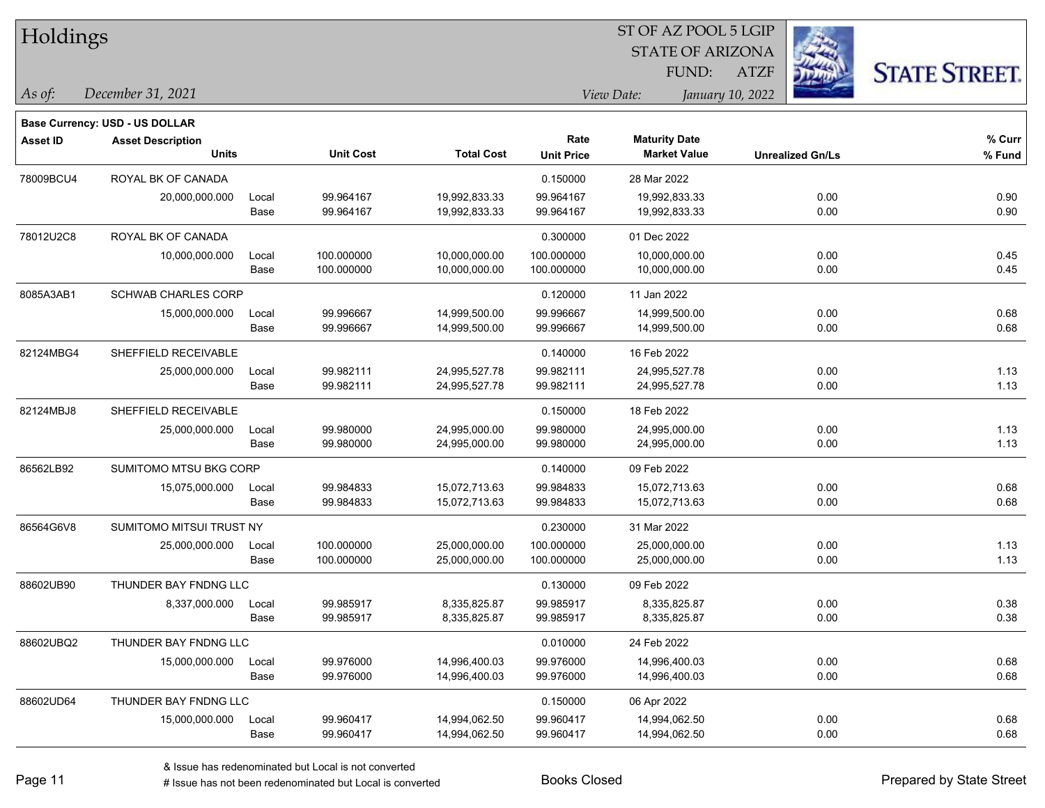# Holdings

ST OF AZ POOL 5 LGIP
STATE OF ARIZONA
FUND: ATZF

*As of:* *December 31, 2021*

*View Date:* *January 10, 2022*

**Base Currency: USD - US DOLLAR**

| Asset ID | Asset Description / Units | | Unit Cost | Total Cost | Rate / Unit Price | Maturity Date / Market Value | Unrealized Gn/Ls | % Curr / % Fund |
|---|---|---|---|---|---|---|---|---|
| 78009BCU4 | ROYAL BK OF CANADA | | | | 0.150000 | 28 Mar 2022 | | |
| | 20,000,000.000 | Local | 99.964167 | 19,992,833.33 | 99.964167 | 19,992,833.33 | 0.00 | 0.90 |
| | | Base | 99.964167 | 19,992,833.33 | 99.964167 | 19,992,833.33 | 0.00 | 0.90 |
| 78012U2C8 | ROYAL BK OF CANADA | | | | 0.300000 | 01 Dec 2022 | | |
| | 10,000,000.000 | Local | 100.000000 | 10,000,000.00 | 100.000000 | 10,000,000.00 | 0.00 | 0.45 |
| | | Base | 100.000000 | 10,000,000.00 | 100.000000 | 10,000,000.00 | 0.00 | 0.45 |
| 8085A3AB1 | SCHWAB CHARLES CORP | | | | 0.120000 | 11 Jan 2022 | | |
| | 15,000,000.000 | Local | 99.996667 | 14,999,500.00 | 99.996667 | 14,999,500.00 | 0.00 | 0.68 |
| | | Base | 99.996667 | 14,999,500.00 | 99.996667 | 14,999,500.00 | 0.00 | 0.68 |
| 82124MBG4 | SHEFFIELD RECEIVABLE | | | | 0.140000 | 16 Feb 2022 | | |
| | 25,000,000.000 | Local | 99.982111 | 24,995,527.78 | 99.982111 | 24,995,527.78 | 0.00 | 1.13 |
| | | Base | 99.982111 | 24,995,527.78 | 99.982111 | 24,995,527.78 | 0.00 | 1.13 |
| 82124MBJ8 | SHEFFIELD RECEIVABLE | | | | 0.150000 | 18 Feb 2022 | | |
| | 25,000,000.000 | Local | 99.980000 | 24,995,000.00 | 99.980000 | 24,995,000.00 | 0.00 | 1.13 |
| | | Base | 99.980000 | 24,995,000.00 | 99.980000 | 24,995,000.00 | 0.00 | 1.13 |
| 86562LB92 | SUMITOMO MTSU BKG CORP | | | | 0.140000 | 09 Feb 2022 | | |
| | 15,075,000.000 | Local | 99.984833 | 15,072,713.63 | 99.984833 | 15,072,713.63 | 0.00 | 0.68 |
| | | Base | 99.984833 | 15,072,713.63 | 99.984833 | 15,072,713.63 | 0.00 | 0.68 |
| 86564G6V8 | SUMITOMO MITSUI TRUST NY | | | | 0.230000 | 31 Mar 2022 | | |
| | 25,000,000.000 | Local | 100.000000 | 25,000,000.00 | 100.000000 | 25,000,000.00 | 0.00 | 1.13 |
| | | Base | 100.000000 | 25,000,000.00 | 100.000000 | 25,000,000.00 | 0.00 | 1.13 |
| 88602UB90 | THUNDER BAY FNDNG LLC | | | | 0.130000 | 09 Feb 2022 | | |
| | 8,337,000.000 | Local | 99.985917 | 8,335,825.87 | 99.985917 | 8,335,825.87 | 0.00 | 0.38 |
| | | Base | 99.985917 | 8,335,825.87 | 99.985917 | 8,335,825.87 | 0.00 | 0.38 |
| 88602UBQ2 | THUNDER BAY FNDNG LLC | | | | 0.010000 | 24 Feb 2022 | | |
| | 15,000,000.000 | Local | 99.976000 | 14,996,400.03 | 99.976000 | 14,996,400.03 | 0.00 | 0.68 |
| | | Base | 99.976000 | 14,996,400.03 | 99.976000 | 14,996,400.03 | 0.00 | 0.68 |
| 88602UD64 | THUNDER BAY FNDNG LLC | | | | 0.150000 | 06 Apr 2022 | | |
| | 15,000,000.000 | Local | 99.960417 | 14,994,062.50 | 99.960417 | 14,994,062.50 | 0.00 | 0.68 |
| | | Base | 99.960417 | 14,994,062.50 | 99.960417 | 14,994,062.50 | 0.00 | 0.68 |

& Issue has redenominated but Local is not converted
# Issue has not been redenominated but Local is converted

Books Closed

Prepared by State Street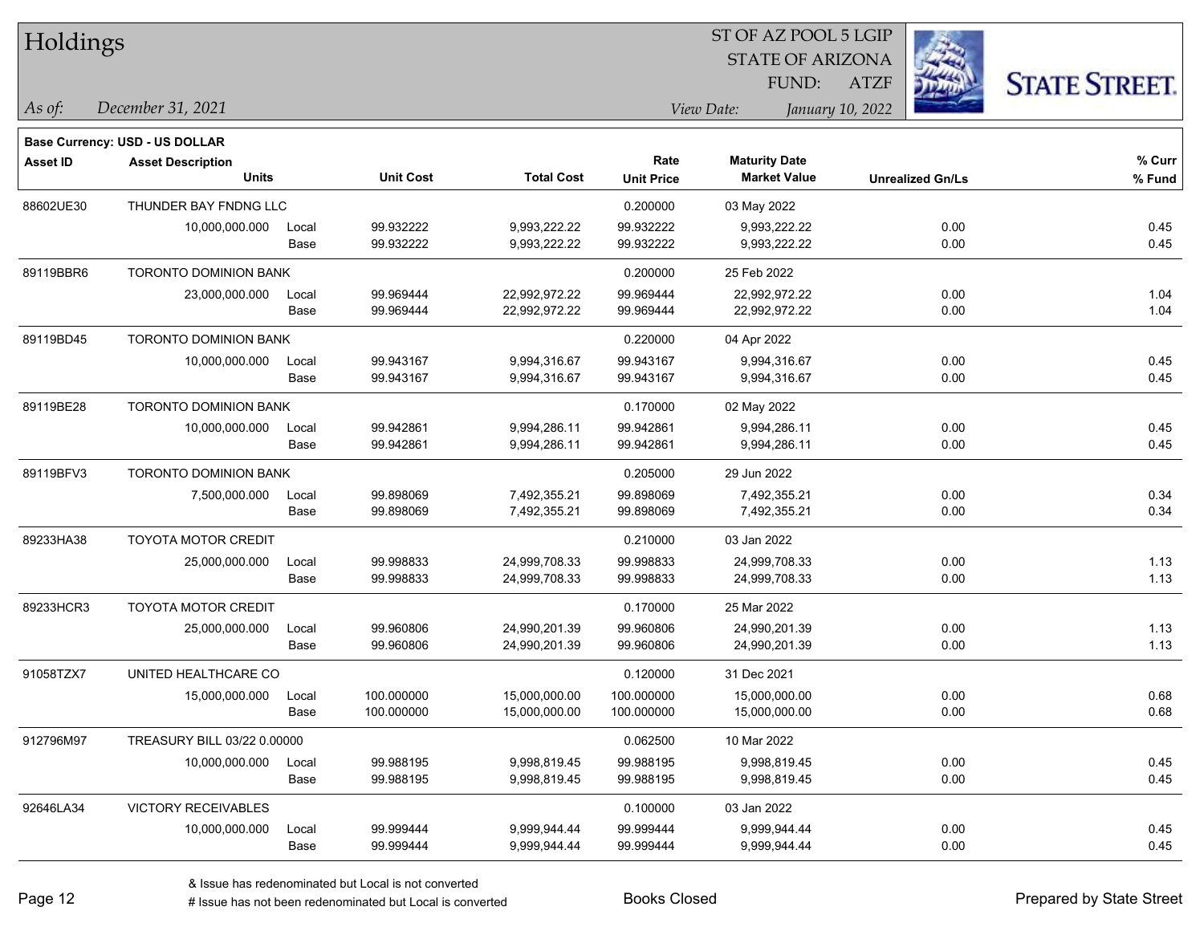# Holdings

ST OF AZ POOL 5 LGIP
STATE OF ARIZONA
FUND: ATZF

*As of:* *December 31, 2021*

*View Date:* *January 10, 2022*

**Base Currency: USD - US DOLLAR**

| Asset ID | Asset Description / Units | | Unit Cost | Total Cost | Rate / Unit Price | Maturity Date / Market Value | Unrealized Gn/Ls | % Curr / % Fund |
|---|---|---|---|---|---|---|---|---|
| 88602UE30 | THUNDER BAY FNDNG LLC | | | | 0.200000 | 03 May 2022 | | |
| | 10,000,000.000 | Local | 99.932222 | 9,993,222.22 | 99.932222 | 9,993,222.22 | 0.00 | 0.45 |
| | | Base | 99.932222 | 9,993,222.22 | 99.932222 | 9,993,222.22 | 0.00 | 0.45 |
| 89119BBR6 | TORONTO DOMINION BANK | | | | 0.200000 | 25 Feb 2022 | | |
| | 23,000,000.000 | Local | 99.969444 | 22,992,972.22 | 99.969444 | 22,992,972.22 | 0.00 | 1.04 |
| | | Base | 99.969444 | 22,992,972.22 | 99.969444 | 22,992,972.22 | 0.00 | 1.04 |
| 89119BD45 | TORONTO DOMINION BANK | | | | 0.220000 | 04 Apr 2022 | | |
| | 10,000,000.000 | Local | 99.943167 | 9,994,316.67 | 99.943167 | 9,994,316.67 | 0.00 | 0.45 |
| | | Base | 99.943167 | 9,994,316.67 | 99.943167 | 9,994,316.67 | 0.00 | 0.45 |
| 89119BE28 | TORONTO DOMINION BANK | | | | 0.170000 | 02 May 2022 | | |
| | 10,000,000.000 | Local | 99.942861 | 9,994,286.11 | 99.942861 | 9,994,286.11 | 0.00 | 0.45 |
| | | Base | 99.942861 | 9,994,286.11 | 99.942861 | 9,994,286.11 | 0.00 | 0.45 |
| 89119BFV3 | TORONTO DOMINION BANK | | | | 0.205000 | 29 Jun 2022 | | |
| | 7,500,000.000 | Local | 99.898069 | 7,492,355.21 | 99.898069 | 7,492,355.21 | 0.00 | 0.34 |
| | | Base | 99.898069 | 7,492,355.21 | 99.898069 | 7,492,355.21 | 0.00 | 0.34 |
| 89233HA38 | TOYOTA MOTOR CREDIT | | | | 0.210000 | 03 Jan 2022 | | |
| | 25,000,000.000 | Local | 99.998833 | 24,999,708.33 | 99.998833 | 24,999,708.33 | 0.00 | 1.13 |
| | | Base | 99.998833 | 24,999,708.33 | 99.998833 | 24,999,708.33 | 0.00 | 1.13 |
| 89233HCR3 | TOYOTA MOTOR CREDIT | | | | 0.170000 | 25 Mar 2022 | | |
| | 25,000,000.000 | Local | 99.960806 | 24,990,201.39 | 99.960806 | 24,990,201.39 | 0.00 | 1.13 |
| | | Base | 99.960806 | 24,990,201.39 | 99.960806 | 24,990,201.39 | 0.00 | 1.13 |
| 91058TZX7 | UNITED HEALTHCARE CO | | | | 0.120000 | 31 Dec 2021 | | |
| | 15,000,000.000 | Local | 100.000000 | 15,000,000.00 | 100.000000 | 15,000,000.00 | 0.00 | 0.68 |
| | | Base | 100.000000 | 15,000,000.00 | 100.000000 | 15,000,000.00 | 0.00 | 0.68 |
| 912796M97 | TREASURY BILL 03/22 0.00000 | | | | 0.062500 | 10 Mar 2022 | | |
| | 10,000,000.000 | Local | 99.988195 | 9,998,819.45 | 99.988195 | 9,998,819.45 | 0.00 | 0.45 |
| | | Base | 99.988195 | 9,998,819.45 | 99.988195 | 9,998,819.45 | 0.00 | 0.45 |
| 92646LA34 | VICTORY RECEIVABLES | | | | 0.100000 | 03 Jan 2022 | | |
| | 10,000,000.000 | Local | 99.999444 | 9,999,944.44 | 99.999444 | 9,999,944.44 | 0.00 | 0.45 |
| | | Base | 99.999444 | 9,999,944.44 | 99.999444 | 9,999,944.44 | 0.00 | 0.45 |

& Issue has redenominated but Local is not converted
# Issue has not been redenominated but Local is converted

Books Closed

Prepared by State Street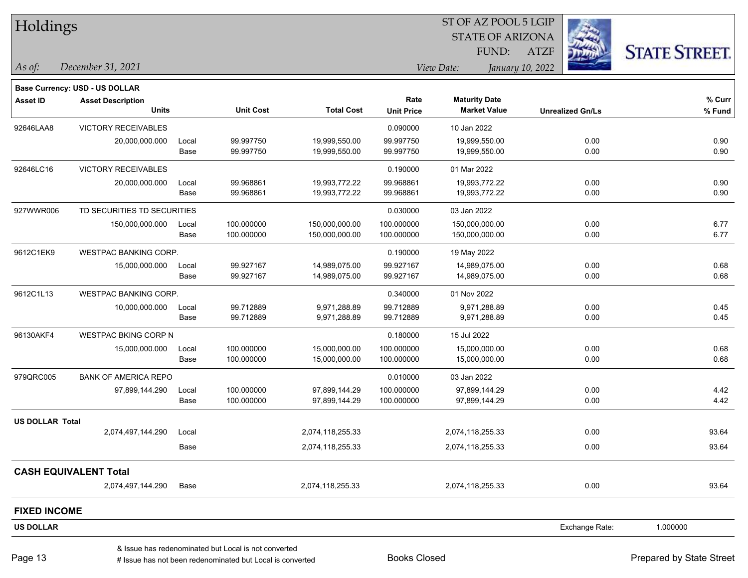# Holdings

ST OF AZ POOL 5 LGIP
STATE OF ARIZONA
FUND: ATZF

*As of:* *December 31, 2021*  *View Date:* *January 10, 2022*

**Base Currency: USD - US DOLLAR**

| Asset ID | Asset Description / Units | | Unit Cost | Total Cost | Rate / Unit Price | Maturity Date / Market Value | Unrealized Gn/Ls | % Curr / % Fund |
|---|---|---|---|---|---|---|---|---|
| 92646LAA8 | VICTORY RECEIVABLES | | | | 0.090000 | 10 Jan 2022 | | |
| | 20,000,000.000 | Local | 99.997750 | 19,999,550.00 | 99.997750 | 19,999,550.00 | 0.00 | 0.90 |
| | | Base | 99.997750 | 19,999,550.00 | 99.997750 | 19,999,550.00 | 0.00 | 0.90 |
| 92646LC16 | VICTORY RECEIVABLES | | | | 0.190000 | 01 Mar 2022 | | |
| | 20,000,000.000 | Local | 99.968861 | 19,993,772.22 | 99.968861 | 19,993,772.22 | 0.00 | 0.90 |
| | | Base | 99.968861 | 19,993,772.22 | 99.968861 | 19,993,772.22 | 0.00 | 0.90 |
| 927WWR006 | TD SECURITIES TD SECURITIES | | | | 0.030000 | 03 Jan 2022 | | |
| | 150,000,000.000 | Local | 100.000000 | 150,000,000.00 | 100.000000 | 150,000,000.00 | 0.00 | 6.77 |
| | | Base | 100.000000 | 150,000,000.00 | 100.000000 | 150,000,000.00 | 0.00 | 6.77 |
| 9612C1EK9 | WESTPAC BANKING CORP. | | | | 0.190000 | 19 May 2022 | | |
| | 15,000,000.000 | Local | 99.927167 | 14,989,075.00 | 99.927167 | 14,989,075.00 | 0.00 | 0.68 |
| | | Base | 99.927167 | 14,989,075.00 | 99.927167 | 14,989,075.00 | 0.00 | 0.68 |
| 9612C1L13 | WESTPAC BANKING CORP. | | | | 0.340000 | 01 Nov 2022 | | |
| | 10,000,000.000 | Local | 99.712889 | 9,971,288.89 | 99.712889 | 9,971,288.89 | 0.00 | 0.45 |
| | | Base | 99.712889 | 9,971,288.89 | 99.712889 | 9,971,288.89 | 0.00 | 0.45 |
| 96130AKF4 | WESTPAC BKING CORP N | | | | 0.180000 | 15 Jul 2022 | | |
| | 15,000,000.000 | Local | 100.000000 | 15,000,000.00 | 100.000000 | 15,000,000.00 | 0.00 | 0.68 |
| | | Base | 100.000000 | 15,000,000.00 | 100.000000 | 15,000,000.00 | 0.00 | 0.68 |
| 979QRC005 | BANK OF AMERICA REPO | | | | 0.010000 | 03 Jan 2022 | | |
| | 97,899,144.290 | Local | 100.000000 | 97,899,144.29 | 100.000000 | 97,899,144.29 | 0.00 | 4.42 |
| | | Base | 100.000000 | 97,899,144.29 | 100.000000 | 97,899,144.29 | 0.00 | 4.42 |
| **US DOLLAR Total** | | | | | | | | |
| | 2,074,497,144.290 | Local | | 2,074,118,255.33 | | 2,074,118,255.33 | 0.00 | 93.64 |
| | | Base | | 2,074,118,255.33 | | 2,074,118,255.33 | 0.00 | 93.64 |
| **CASH EQUIVALENT Total** | | | | | | | | |
| | 2,074,497,144.290 | Base | | 2,074,118,255.33 | | 2,074,118,255.33 | 0.00 | 93.64 |

## FIXED INCOME

**US DOLLAR** Exchange Rate: 1.000000

& Issue has redenominated but Local is not converted
# Issue has not been redenominated but Local is converted

Books Closed

Prepared by State Street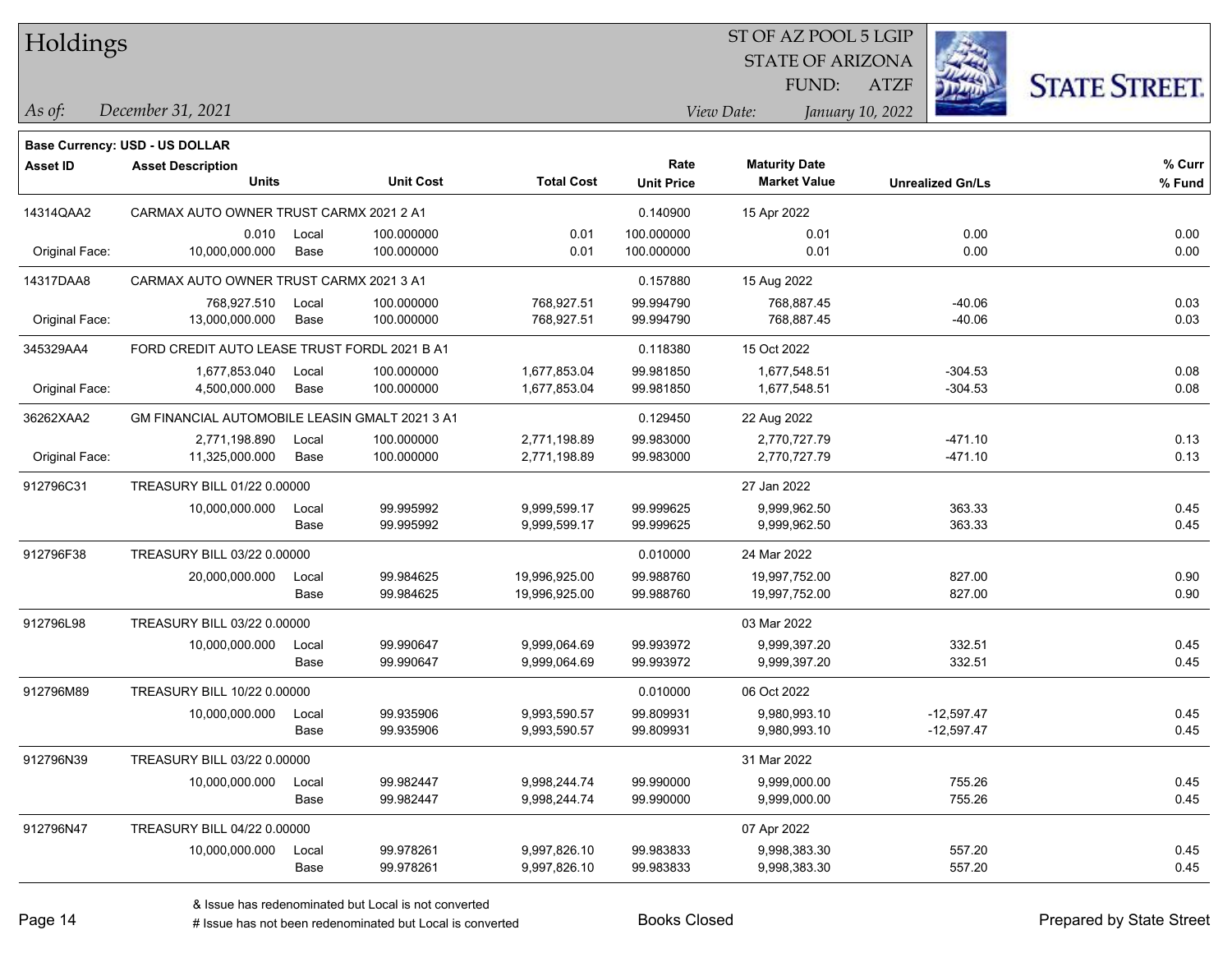# Holdings

ST OF AZ POOL 5 LGIP
STATE OF ARIZONA
FUND: ATZF

*As of:* *December 31, 2021*

*View Date:* *January 10, 2022*

**Base Currency: USD - US DOLLAR**

| Asset ID | Asset Description / Units | | Unit Cost | Total Cost | Rate / Unit Price | Maturity Date / Market Value | Unrealized Gn/Ls | % Curr / % Fund |
|---|---|---|---|---|---|---|---|---|
| 14314QAA2 | CARMAX AUTO OWNER TRUST CARMX 2021 2 A1 | | | | 0.140900 | 15 Apr 2022 | | |
| | 0.010 | Local | 100.000000 | 0.01 | 100.000000 | 0.01 | 0.00 | 0.00 |
| Original Face: | 10,000,000.000 | Base | 100.000000 | 0.01 | 100.000000 | 0.01 | 0.00 | 0.00 |
| 14317DAA8 | CARMAX AUTO OWNER TRUST CARMX 2021 3 A1 | | | | 0.157880 | 15 Aug 2022 | | |
| | 768,927.510 | Local | 100.000000 | 768,927.51 | 99.994790 | 768,887.45 | -40.06 | 0.03 |
| Original Face: | 13,000,000.000 | Base | 100.000000 | 768,927.51 | 99.994790 | 768,887.45 | -40.06 | 0.03 |
| 345329AA4 | FORD CREDIT AUTO LEASE TRUST FORDL 2021 B A1 | | | | 0.118380 | 15 Oct 2022 | | |
| | 1,677,853.040 | Local | 100.000000 | 1,677,853.04 | 99.981850 | 1,677,548.51 | -304.53 | 0.08 |
| Original Face: | 4,500,000.000 | Base | 100.000000 | 1,677,853.04 | 99.981850 | 1,677,548.51 | -304.53 | 0.08 |
| 36262XAA2 | GM FINANCIAL AUTOMOBILE LEASIN GMALT 2021 3 A1 | | | | 0.129450 | 22 Aug 2022 | | |
| | 2,771,198.890 | Local | 100.000000 | 2,771,198.89 | 99.983000 | 2,770,727.79 | -471.10 | 0.13 |
| Original Face: | 11,325,000.000 | Base | 100.000000 | 2,771,198.89 | 99.983000 | 2,770,727.79 | -471.10 | 0.13 |
| 912796C31 | TREASURY BILL 01/22 0.00000 | | | | | 27 Jan 2022 | | |
| | 10,000,000.000 | Local | 99.995992 | 9,999,599.17 | 99.999625 | 9,999,962.50 | 363.33 | 0.45 |
| | | Base | 99.995992 | 9,999,599.17 | 99.999625 | 9,999,962.50 | 363.33 | 0.45 |
| 912796F38 | TREASURY BILL 03/22 0.00000 | | | | 0.010000 | 24 Mar 2022 | | |
| | 20,000,000.000 | Local | 99.984625 | 19,996,925.00 | 99.988760 | 19,997,752.00 | 827.00 | 0.90 |
| | | Base | 99.984625 | 19,996,925.00 | 99.988760 | 19,997,752.00 | 827.00 | 0.90 |
| 912796L98 | TREASURY BILL 03/22 0.00000 | | | | | 03 Mar 2022 | | |
| | 10,000,000.000 | Local | 99.990647 | 9,999,064.69 | 99.993972 | 9,999,397.20 | 332.51 | 0.45 |
| | | Base | 99.990647 | 9,999,064.69 | 99.993972 | 9,999,397.20 | 332.51 | 0.45 |
| 912796M89 | TREASURY BILL 10/22 0.00000 | | | | 0.010000 | 06 Oct 2022 | | |
| | 10,000,000.000 | Local | 99.935906 | 9,993,590.57 | 99.809931 | 9,980,993.10 | -12,597.47 | 0.45 |
| | | Base | 99.935906 | 9,993,590.57 | 99.809931 | 9,980,993.10 | -12,597.47 | 0.45 |
| 912796N39 | TREASURY BILL 03/22 0.00000 | | | | | 31 Mar 2022 | | |
| | 10,000,000.000 | Local | 99.982447 | 9,998,244.74 | 99.990000 | 9,999,000.00 | 755.26 | 0.45 |
| | | Base | 99.982447 | 9,998,244.74 | 99.990000 | 9,999,000.00 | 755.26 | 0.45 |
| 912796N47 | TREASURY BILL 04/22 0.00000 | | | | | 07 Apr 2022 | | |
| | 10,000,000.000 | Local | 99.978261 | 9,997,826.10 | 99.983833 | 9,998,383.30 | 557.20 | 0.45 |
| | | Base | 99.978261 | 9,997,826.10 | 99.983833 | 9,998,383.30 | 557.20 | 0.45 |

& Issue has redenominated but Local is not converted
# Issue has not been redenominated but Local is converted

Books Closed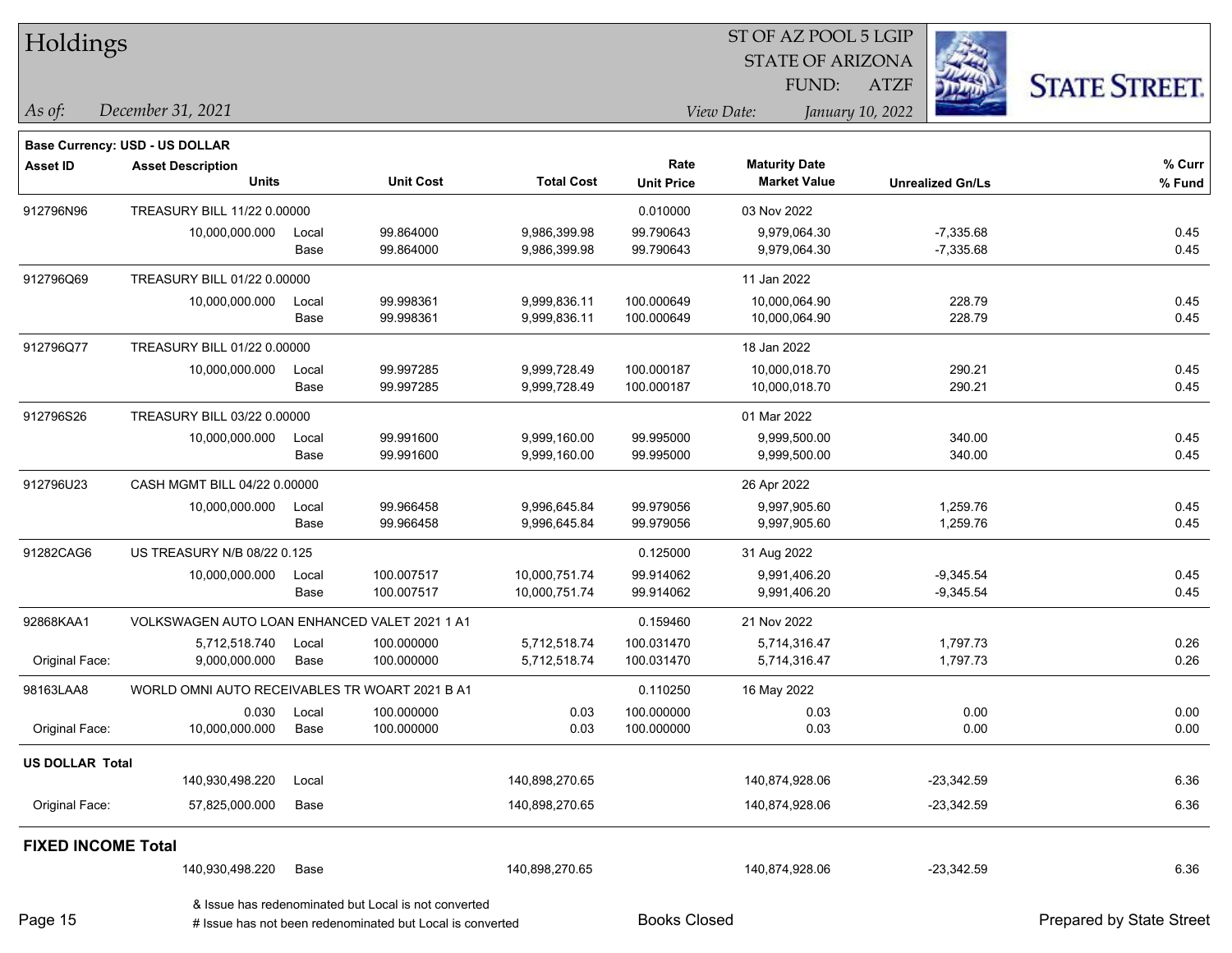# Holdings

ST OF AZ POOL 5 LGIP
STATE OF ARIZONA
FUND: ATZF

*As of:* *December 31, 2021*
*View Date:* *January 10, 2022*

**Base Currency: USD - US DOLLAR**

| Asset ID | Asset Description / Units | | Unit Cost | Total Cost | Rate / Unit Price | Maturity Date / Market Value | Unrealized Gn/Ls | % Curr / % Fund |
|---|---|---|---|---|---|---|---|---|
| 912796N96 | TREASURY BILL 11/22 0.00000 | | | | 0.010000 | 03 Nov 2022 | | |
| | 10,000,000.000 | Local | 99.864000 | 9,986,399.98 | 99.790643 | 9,979,064.30 | -7,335.68 | 0.45 |
| | | Base | 99.864000 | 9,986,399.98 | 99.790643 | 9,979,064.30 | -7,335.68 | 0.45 |
| 912796Q69 | TREASURY BILL 01/22 0.00000 | | | | | 11 Jan 2022 | | |
| | 10,000,000.000 | Local | 99.998361 | 9,999,836.11 | 100.000649 | 10,000,064.90 | 228.79 | 0.45 |
| | | Base | 99.998361 | 9,999,836.11 | 100.000649 | 10,000,064.90 | 228.79 | 0.45 |
| 912796Q77 | TREASURY BILL 01/22 0.00000 | | | | | 18 Jan 2022 | | |
| | 10,000,000.000 | Local | 99.997285 | 9,999,728.49 | 100.000187 | 10,000,018.70 | 290.21 | 0.45 |
| | | Base | 99.997285 | 9,999,728.49 | 100.000187 | 10,000,018.70 | 290.21 | 0.45 |
| 912796S26 | TREASURY BILL 03/22 0.00000 | | | | | 01 Mar 2022 | | |
| | 10,000,000.000 | Local | 99.991600 | 9,999,160.00 | 99.995000 | 9,999,500.00 | 340.00 | 0.45 |
| | | Base | 99.991600 | 9,999,160.00 | 99.995000 | 9,999,500.00 | 340.00 | 0.45 |
| 912796U23 | CASH MGMT BILL 04/22 0.00000 | | | | | 26 Apr 2022 | | |
| | 10,000,000.000 | Local | 99.966458 | 9,996,645.84 | 99.979056 | 9,997,905.60 | 1,259.76 | 0.45 |
| | | Base | 99.966458 | 9,996,645.84 | 99.979056 | 9,997,905.60 | 1,259.76 | 0.45 |
| 91282CAG6 | US TREASURY N/B 08/22 0.125 | | | | 0.125000 | 31 Aug 2022 | | |
| | 10,000,000.000 | Local | 100.007517 | 10,000,751.74 | 99.914062 | 9,991,406.20 | -9,345.54 | 0.45 |
| | | Base | 100.007517 | 10,000,751.74 | 99.914062 | 9,991,406.20 | -9,345.54 | 0.45 |
| 92868KAA1 | VOLKSWAGEN AUTO LOAN ENHANCED VALET 2021 1 A1 | | | | 0.159460 | 21 Nov 2022 | | |
| | 5,712,518.740 | Local | 100.000000 | 5,712,518.74 | 100.031470 | 5,714,316.47 | 1,797.73 | 0.26 |
| Original Face: | 9,000,000.000 | Base | 100.000000 | 5,712,518.74 | 100.031470 | 5,714,316.47 | 1,797.73 | 0.26 |
| 98163LAA8 | WORLD OMNI AUTO RECEIVABLES TR WOART 2021 B A1 | | | | 0.110250 | 16 May 2022 | | |
| | 0.030 | Local | 100.000000 | 0.03 | 100.000000 | 0.03 | 0.00 | 0.00 |
| Original Face: | 10,000,000.000 | Base | 100.000000 | 0.03 | 100.000000 | 0.03 | 0.00 | 0.00 |
| **US DOLLAR Total** | | | | | | | | |
| | 140,930,498.220 | Local | | 140,898,270.65 | | 140,874,928.06 | -23,342.59 | 6.36 |
| Original Face: | 57,825,000.000 | Base | | 140,898,270.65 | | 140,874,928.06 | -23,342.59 | 6.36 |
| **FIXED INCOME Total** | | | | | | | | |
| | 140,930,498.220 | Base | | 140,898,270.65 | | 140,874,928.06 | -23,342.59 | 6.36 |

& Issue has redenominated but Local is not converted
# Issue has not been redenominated but Local is converted

Books Closed

Prepared by State Street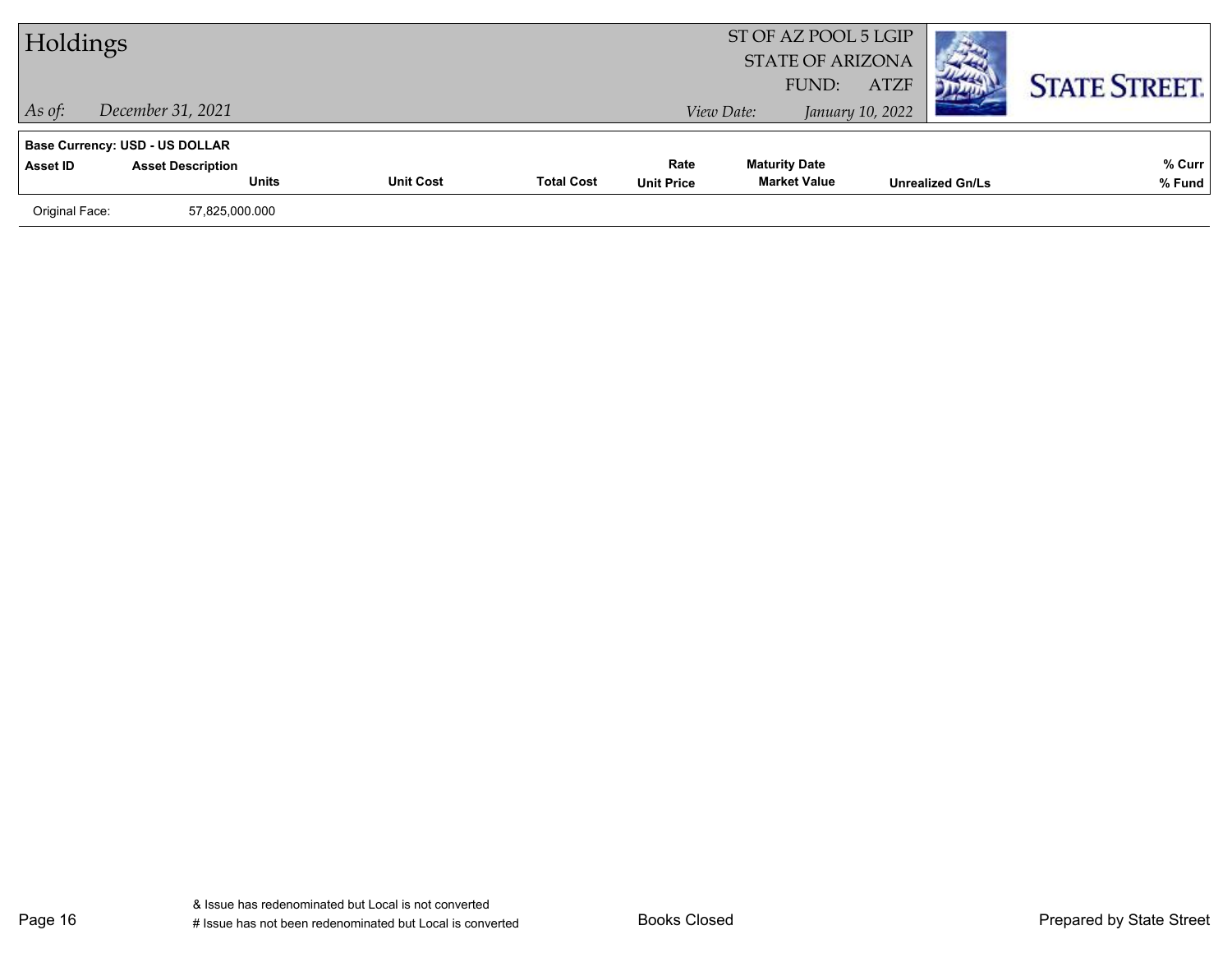**Base Currency: USD - US DOLLAR**

| Asset ID | Asset Description / Units | Unit Cost | Total Cost | Rate / Unit Price | Maturity Date / Market Value | Unrealized Gn/Ls | % Curr / % Fund |
|---|---|---|---|---|---|---|---|
| Original Face: | 57,825,000.000 | | | | | | |

& Issue has redenominated but Local is not converted

# Issue has not been redenominated but Local is converted

Books Closed

Prepared by State Street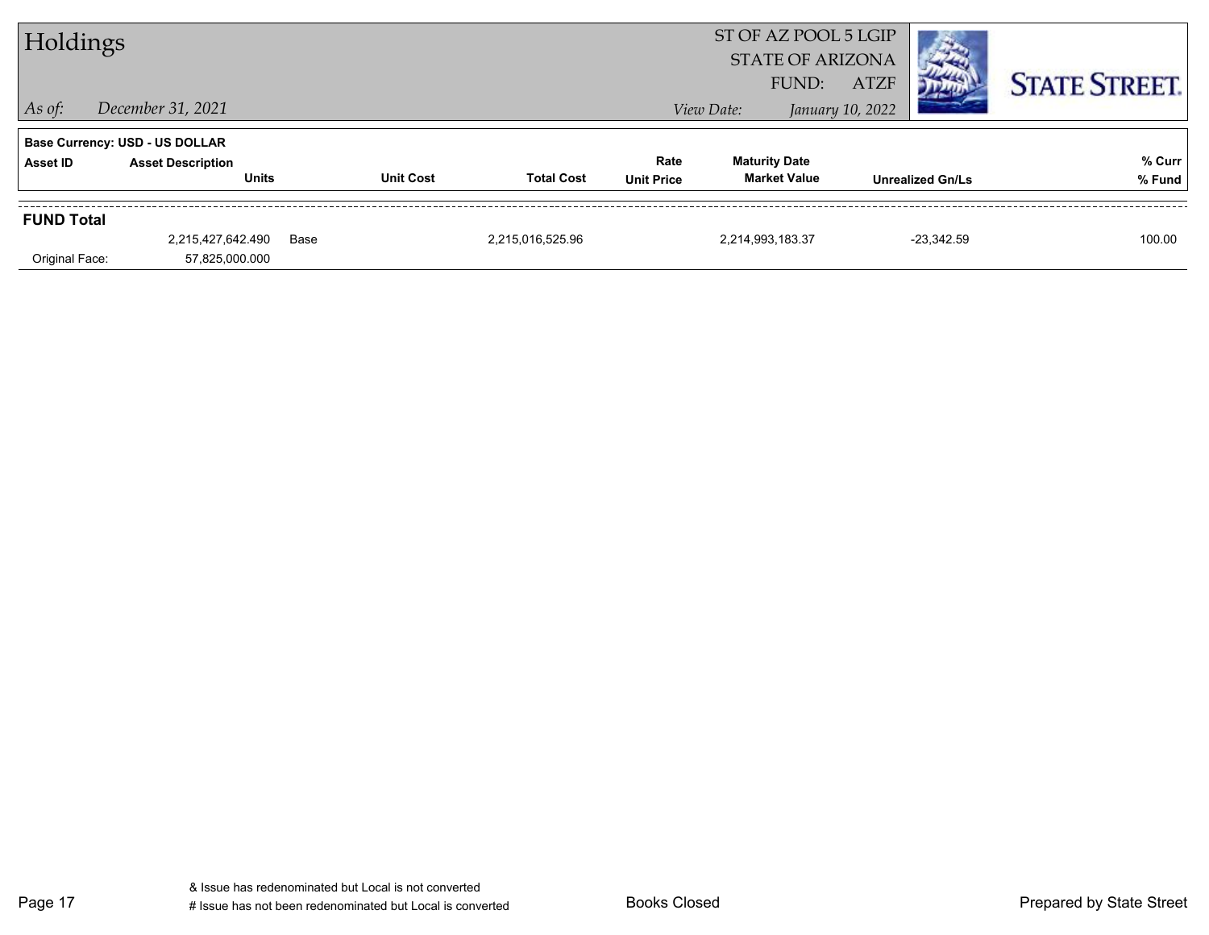# Holdings

ST OF AZ POOL 5 LGIP
STATE OF ARIZONA
FUND: ATZF

*As of:* *December 31, 2021*

*View Date:* *January 10, 2022*

STATE STREET.

**Base Currency: USD - US DOLLAR**

| Asset ID | Asset Description / Units | | Unit Cost | Total Cost | Rate / Unit Price | Maturity Date / Market Value | Unrealized Gn/Ls | % Curr / % Fund |
|---|---|---|---|---|---|---|---|---|
| **FUND Total** | | | | | | | | |
| | 2,215,427,642.490 | Base | | 2,215,016,525.96 | | 2,214,993,183.37 | -23,342.59 | 100.00 |
| Original Face: | 57,825,000.000 | | | | | | | |

& Issue has redenominated but Local is not converted
# Issue has not been redenominated but Local is converted

Books Closed

Prepared by State Street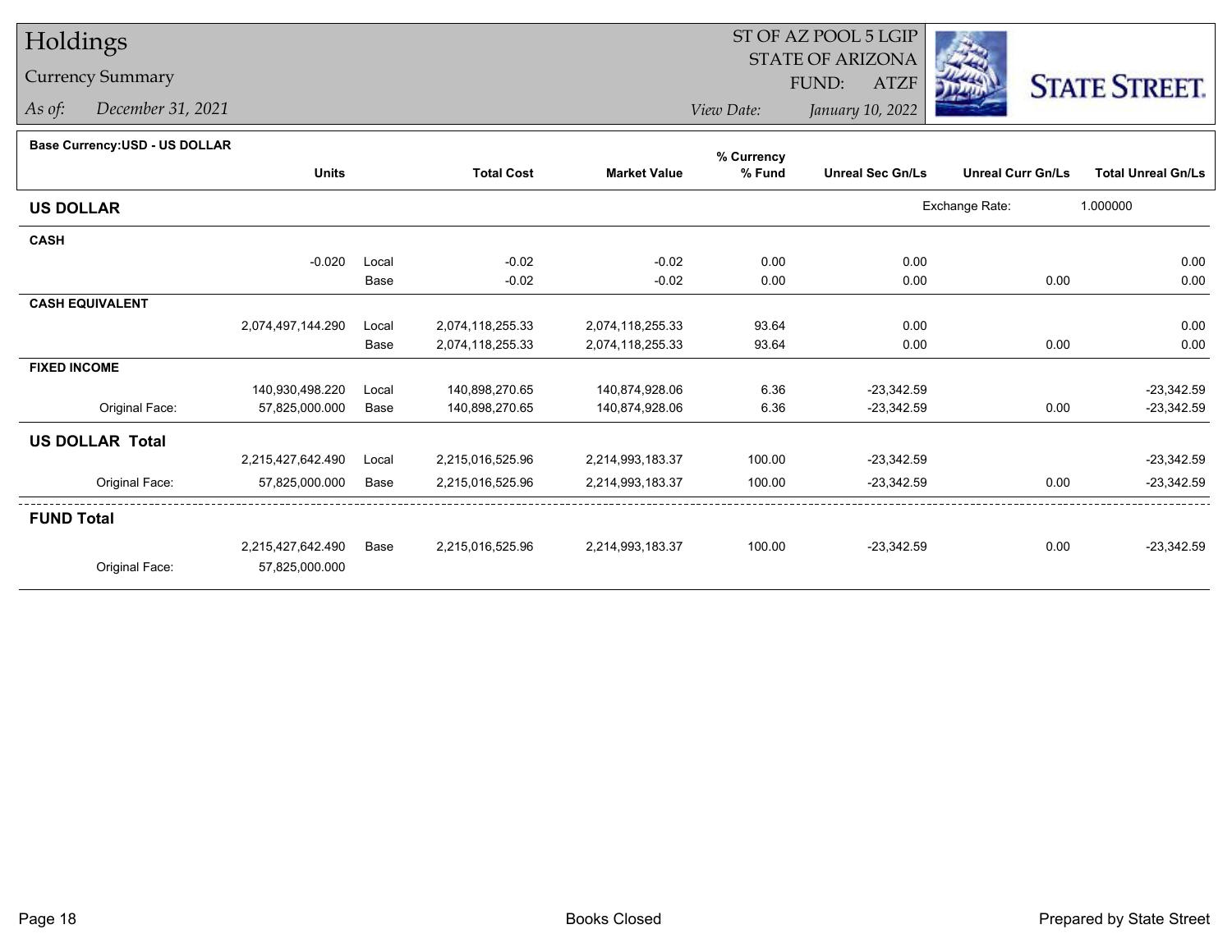# Holdings

## Currency Summary

*As of: December 31, 2021*

ST OF AZ POOL 5 LGIP
STATE OF ARIZONA
FUND: ATZF

*View Date: January 10, 2022*

STATE STREET.

**Base Currency:USD - US DOLLAR**

| | Units | | Total Cost | Market Value | % Currency % Fund | Unreal Sec Gn/Ls | Unreal Curr Gn/Ls | Total Unreal Gn/Ls |
|---|---|---|---|---|---|---|---|---|
| **US DOLLAR** | | | | | | Exchange Rate: | 1.000000 | |
| **CASH** | | | | | | | | |
| | -0.020 | Local | -0.02 | -0.02 | 0.00 | 0.00 | | 0.00 |
| | | Base | -0.02 | -0.02 | 0.00 | 0.00 | 0.00 | 0.00 |
| **CASH EQUIVALENT** | | | | | | | | |
| | 2,074,497,144.290 | Local | 2,074,118,255.33 | 2,074,118,255.33 | 93.64 | 0.00 | | 0.00 |
| | | Base | 2,074,118,255.33 | 2,074,118,255.33 | 93.64 | 0.00 | 0.00 | 0.00 |
| **FIXED INCOME** | | | | | | | | |
| | 140,930,498.220 | Local | 140,898,270.65 | 140,874,928.06 | 6.36 | -23,342.59 | | -23,342.59 |
| Original Face: | 57,825,000.000 | Base | 140,898,270.65 | 140,874,928.06 | 6.36 | -23,342.59 | 0.00 | -23,342.59 |
| **US DOLLAR Total** | | | | | | | | |
| | 2,215,427,642.490 | Local | 2,215,016,525.96 | 2,214,993,183.37 | 100.00 | -23,342.59 | | -23,342.59 |
| Original Face: | 57,825,000.000 | Base | 2,215,016,525.96 | 2,214,993,183.37 | 100.00 | -23,342.59 | 0.00 | -23,342.59 |
| **FUND Total** | | | | | | | | |
| | 2,215,427,642.490 | Base | 2,215,016,525.96 | 2,214,993,183.37 | 100.00 | -23,342.59 | 0.00 | -23,342.59 |
| Original Face: | 57,825,000.000 | | | | | | | |

Books Closed

Prepared by State Street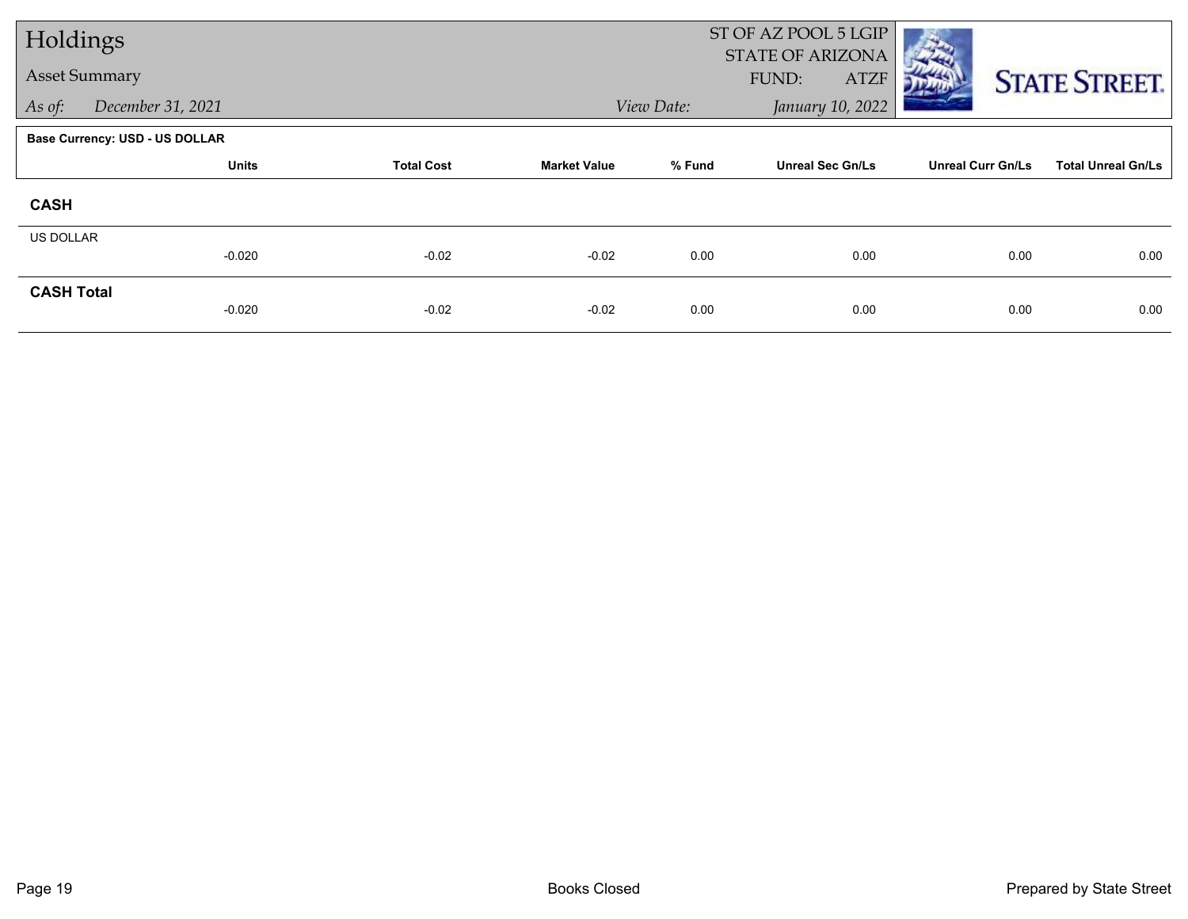# Holdings

## Asset Summary

*As of:* *December 31, 2021*

ST OF AZ POOL 5 LGIP
STATE OF ARIZONA
FUND: ATZF

*View Date:* *January 10, 2022*

STATE STREET.

**Base Currency: USD - US DOLLAR**

| | Units | Total Cost | Market Value | % Fund | Unreal Sec Gn/Ls | Unreal Curr Gn/Ls | Total Unreal Gn/Ls |
|---|---|---|---|---|---|---|---|
| **CASH** | | | | | | | |
| US DOLLAR | -0.020 | -0.02 | -0.02 | 0.00 | 0.00 | 0.00 | 0.00 |
| **CASH Total** | -0.020 | -0.02 | -0.02 | 0.00 | 0.00 | 0.00 | 0.00 |

Books Closed

Prepared by State Street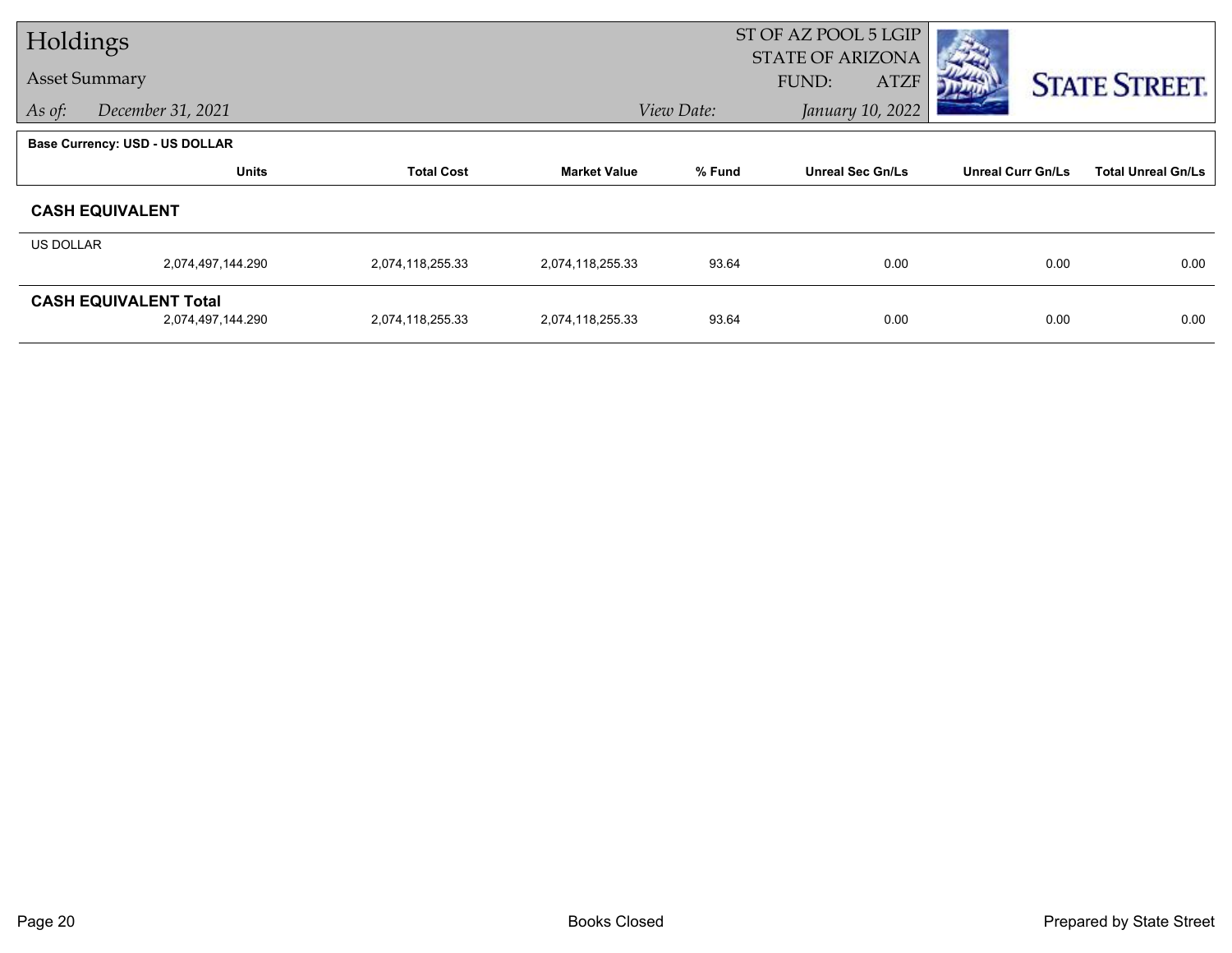# Holdings

## Asset Summary

*As of:* *December 31, 2021*

ST OF AZ POOL 5 LGIP
STATE OF ARIZONA
FUND: ATZF

*View Date:* *January 10, 2022*

STATE STREET.

**Base Currency: USD - US DOLLAR**

| | Units | Total Cost | Market Value | % Fund | Unreal Sec Gn/Ls | Unreal Curr Gn/Ls | Total Unreal Gn/Ls |
|---|---|---|---|---|---|---|---|
| **CASH EQUIVALENT** | | | | | | | |
| US DOLLAR | 2,074,497,144.290 | 2,074,118,255.33 | 2,074,118,255.33 | 93.64 | 0.00 | 0.00 | 0.00 |
| **CASH EQUIVALENT Total** | 2,074,497,144.290 | 2,074,118,255.33 | 2,074,118,255.33 | 93.64 | 0.00 | 0.00 | 0.00 |

Books Closed

Prepared by State Street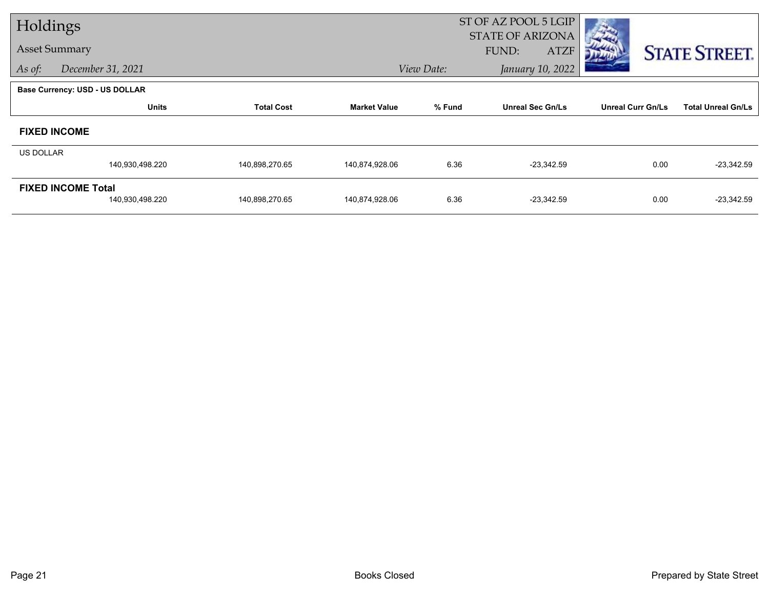# Holdings

## Asset Summary

*As of:* *December 31, 2021*

ST OF AZ POOL 5 LGIP
STATE OF ARIZONA
FUND: ATZF

*View Date:* *January 10, 2022*

STATE STREET.

**Base Currency: USD - US DOLLAR**

| | Units | Total Cost | Market Value | % Fund | Unreal Sec Gn/Ls | Unreal Curr Gn/Ls | Total Unreal Gn/Ls |
|---|---|---|---|---|---|---|---|
| **FIXED INCOME** | | | | | | | |
| US DOLLAR | 140,930,498.220 | 140,898,270.65 | 140,874,928.06 | 6.36 | -23,342.59 | 0.00 | -23,342.59 |
| **FIXED INCOME Total** | 140,930,498.220 | 140,898,270.65 | 140,874,928.06 | 6.36 | -23,342.59 | 0.00 | -23,342.59 |

Books Closed

Prepared by State Street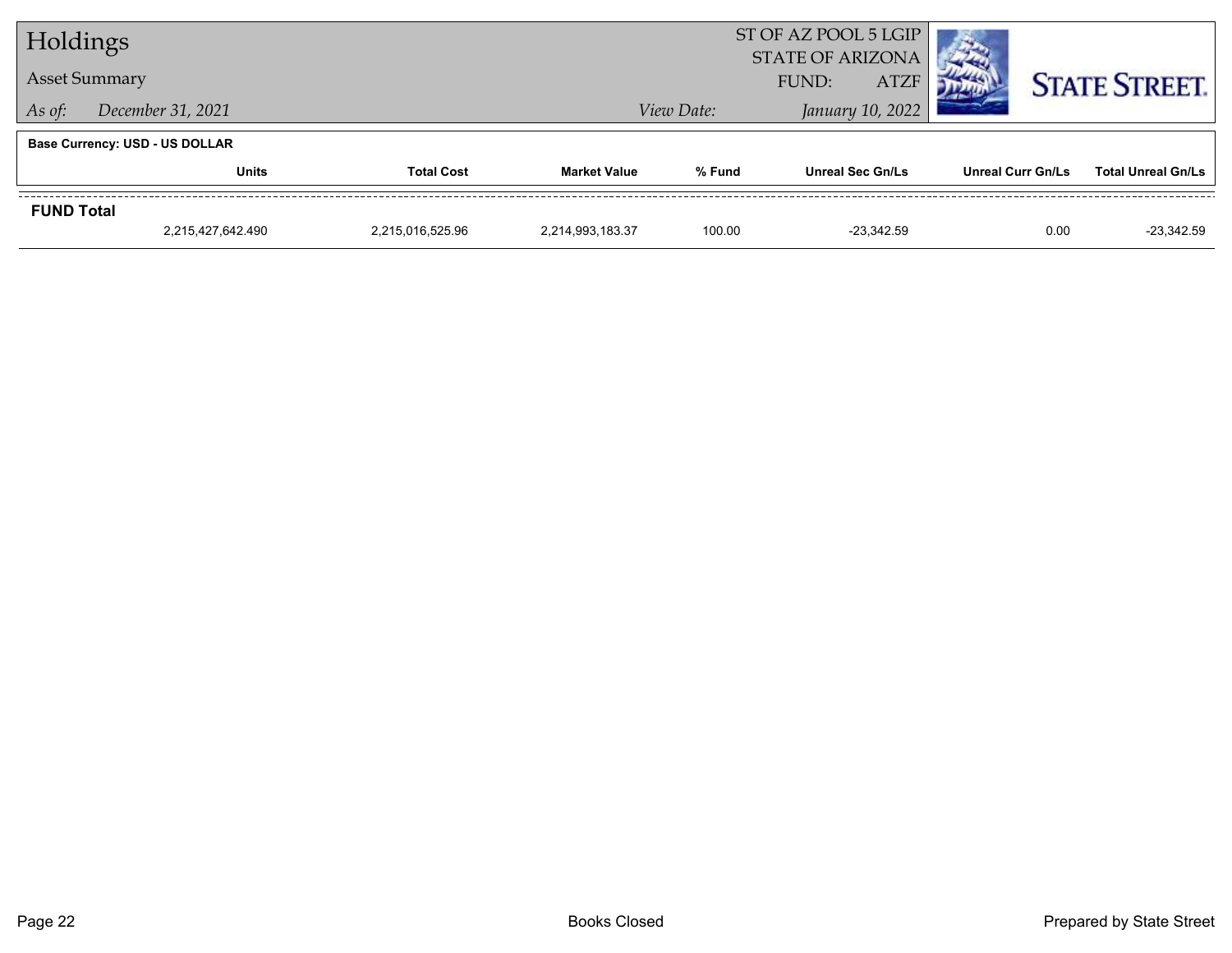# Holdings

## Asset Summary

*As of:* *December 31, 2021*

ST OF AZ POOL 5 LGIP
STATE OF ARIZONA
FUND: ATZF

*View Date:* *January 10, 2022*

STATE STREET.

**Base Currency: USD - US DOLLAR**

| | Units | Total Cost | Market Value | % Fund | Unreal Sec Gn/Ls | Unreal Curr Gn/Ls | Total Unreal Gn/Ls |
|---|---|---|---|---|---|---|---|
| **FUND Total** | | | | | | | |
| | 2,215,427,642.490 | 2,215,016,525.96 | 2,214,993,183.37 | 100.00 | -23,342.59 | 0.00 | -23,342.59 |

Books Closed

Prepared by State Street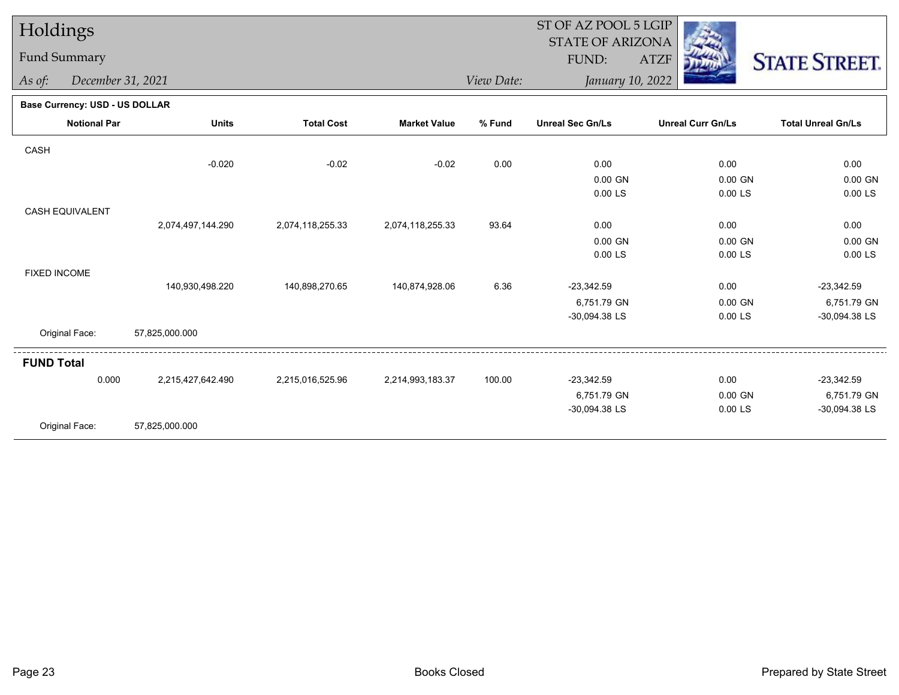# Holdings

Fund Summary

*As of:* *December 31, 2021*

ST OF AZ POOL 5 LGIP
STATE OF ARIZONA
FUND: ATZF

*View Date:* *January 10, 2022*

**Base Currency: USD - US DOLLAR**

| Notional Par | Units | Total Cost | Market Value | % Fund | Unreal Sec Gn/Ls | Unreal Curr Gn/Ls | Total Unreal Gn/Ls |
|---|---|---|---|---|---|---|---|
| CASH | | | | | | | |
| | -0.020 | -0.02 | -0.02 | 0.00 | 0.00 | 0.00 | 0.00 |
| | | | | | 0.00 GN | 0.00 GN | 0.00 GN |
| | | | | | 0.00 LS | 0.00 LS | 0.00 LS |
| CASH EQUIVALENT | | | | | | | |
| | 2,074,497,144.290 | 2,074,118,255.33 | 2,074,118,255.33 | 93.64 | 0.00 | 0.00 | 0.00 |
| | | | | | 0.00 GN | 0.00 GN | 0.00 GN |
| | | | | | 0.00 LS | 0.00 LS | 0.00 LS |
| FIXED INCOME | | | | | | | |
| | 140,930,498.220 | 140,898,270.65 | 140,874,928.06 | 6.36 | -23,342.59 | 0.00 | -23,342.59 |
| | | | | | 6,751.79 GN | 0.00 GN | 6,751.79 GN |
| | | | | | -30,094.38 LS | 0.00 LS | -30,094.38 LS |
| Original Face: | 57,825,000.000 | | | | | | |
| **FUND Total** | | | | | | | |
| 0.000 | 2,215,427,642.490 | 2,215,016,525.96 | 2,214,993,183.37 | 100.00 | -23,342.59 | 0.00 | -23,342.59 |
| | | | | | 6,751.79 GN | 0.00 GN | 6,751.79 GN |
| | | | | | -30,094.38 LS | 0.00 LS | -30,094.38 LS |
| Original Face: | 57,825,000.000 | | | | | | |

Books Closed

Prepared by State Street